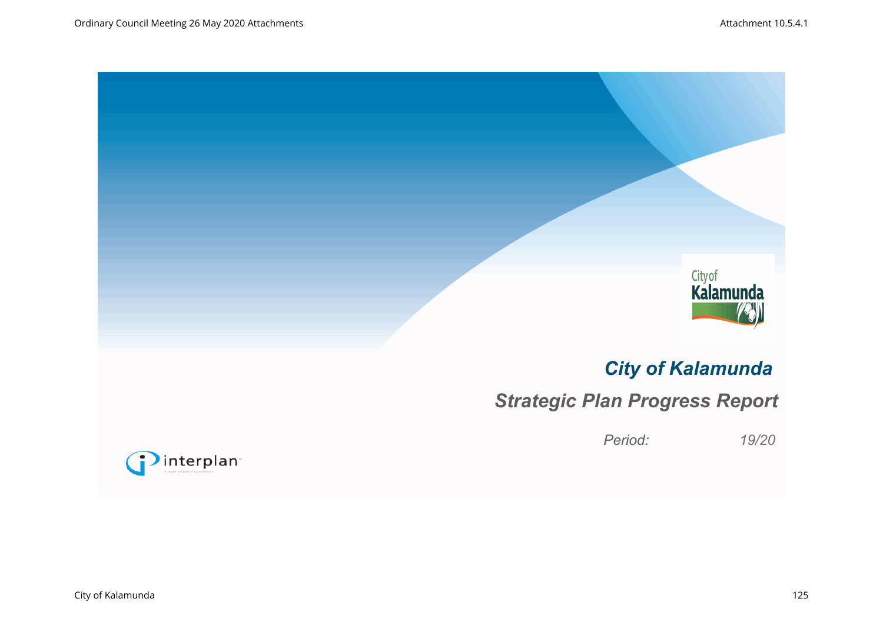# City of Kalamunda

## Strategic Plan Progress Report

*Period:* *19/20*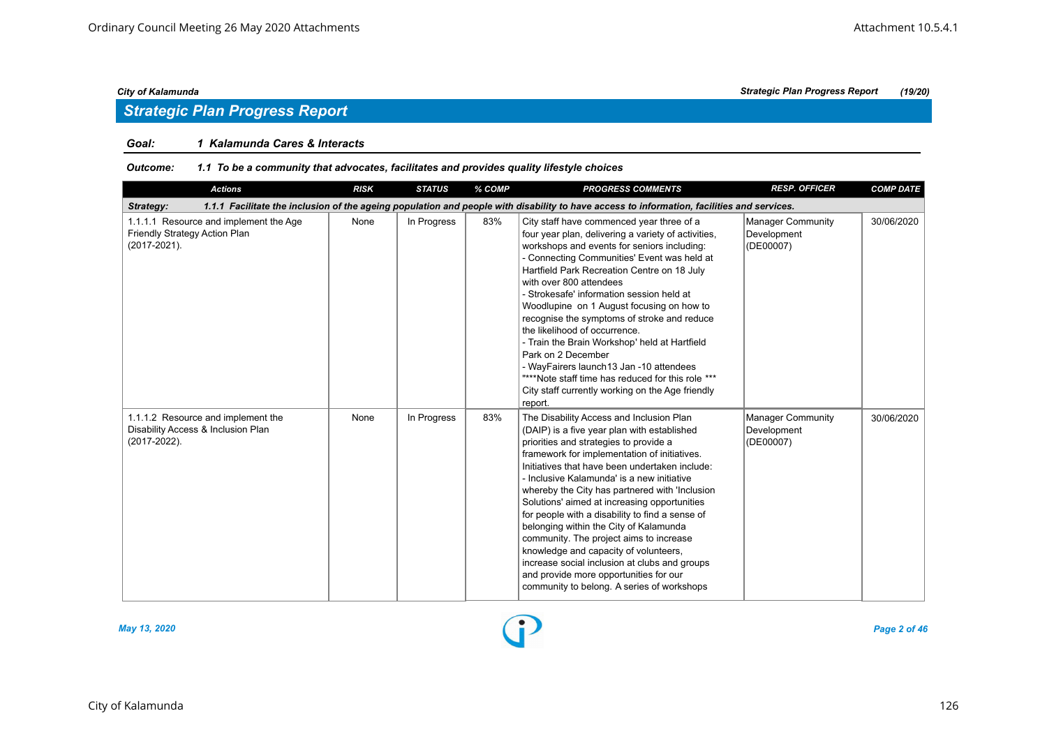## Strategic Plan Progress Report

**Goal:** *1 Kalamunda Cares & Interacts*

**Outcome:** *1.1 To be a community that advocates, facilitates and provides quality lifestyle choices*

| Actions | RISK | STATUS | % COMP | PROGRESS COMMENTS | RESP. OFFICER | COMP DATE |
|---|---|---|---|---|---|---|
| ***Strategy: 1.1.1 Facilitate the inclusion of the ageing population and people with disability to have access to information, facilities and services.*** | | | | | | |
| 1.1.1.1 Resource and implement the Age Friendly Strategy Action Plan (2017-2021). | None | In Progress | 83% | City staff have commenced year three of a four year plan, delivering a variety of activities, workshops and events for seniors including:<br>- Connecting Communities' Event was held at Hartfield Park Recreation Centre on 18 July with over 800 attendees<br>- Strokesafe' information session held at Woodlupine on 1 August focusing on how to recognise the symptoms of stroke and reduce the likelihood of occurrence.<br>- Train the Brain Workshop' held at Hartfield Park on 2 December<br>- WayFairers launch13 Jan -10 attendees<br>"***Note staff time has reduced for this role ***<br>City staff currently working on the Age friendly report. | Manager Community Development (DE00007) | 30/06/2020 |
| 1.1.1.2 Resource and implement the Disability Access & Inclusion Plan (2017-2022). | None | In Progress | 83% | The Disability Access and Inclusion Plan (DAIP) is a five year plan with established priorities and strategies to provide a framework for implementation of initiatives. Initiatives that have been undertaken include:<br>- Inclusive Kalamunda' is a new initiative whereby the City has partnered with 'Inclusion Solutions' aimed at increasing opportunities for people with a disability to find a sense of belonging within the City of Kalamunda community. The project aims to increase knowledge and capacity of volunteers, increase social inclusion at clubs and groups and provide more opportunities for our community to belong. A series of workshops | Manager Community Development (DE00007) | 30/06/2020 |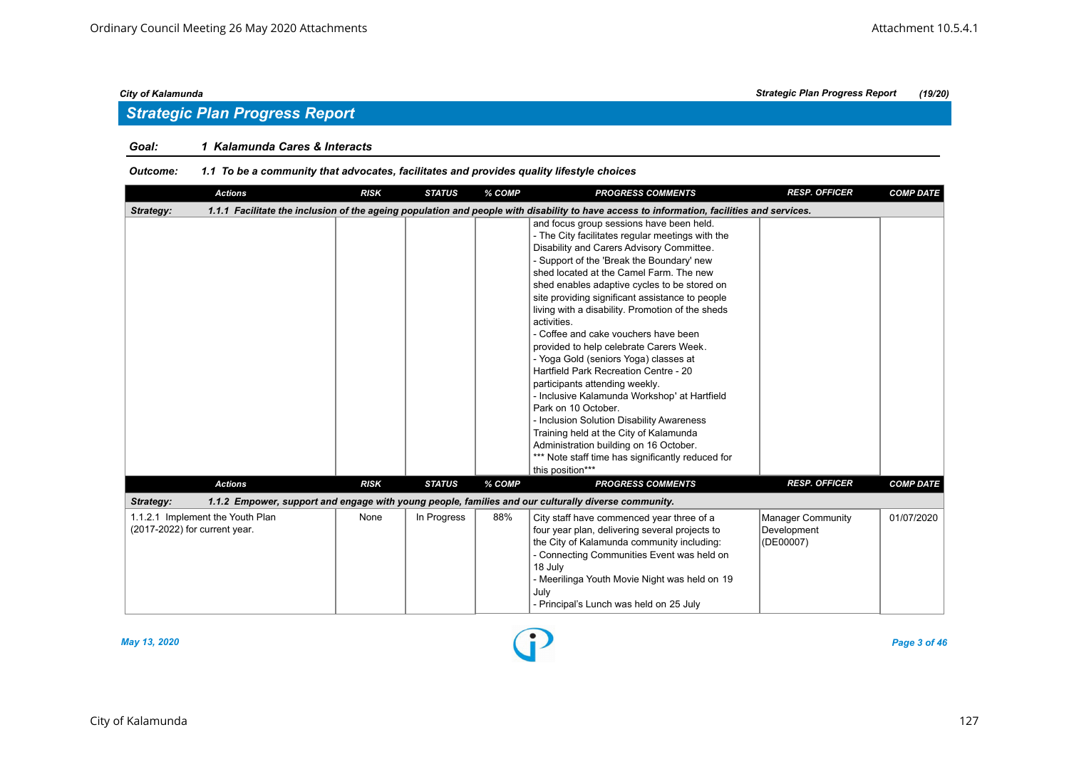## Strategic Plan Progress Report

**Goal:** 1 Kalamunda Cares & Interacts

**Outcome:** 1.1 To be a community that advocates, facilitates and provides quality lifestyle choices

| Actions | RISK | STATUS | % COMP | PROGRESS COMMENTS | RESP. OFFICER | COMP DATE |
|---|---|---|---|---|---|---|
| **Strategy: 1.1.1 Facilitate the inclusion of the ageing population and people with disability to have access to information, facilities and services.** | | | | | | |
| | | | | and focus group sessions have been held.<br>- The City facilitates regular meetings with the Disability and Carers Advisory Committee.<br>- Support of the 'Break the Boundary' new shed located at the Camel Farm. The new shed enables adaptive cycles to be stored on site providing significant assistance to people living with a disability. Promotion of the sheds activities.<br>- Coffee and cake vouchers have been provided to help celebrate Carers Week.<br>- Yoga Gold (seniors Yoga) classes at Hartfield Park Recreation Centre - 20 participants attending weekly.<br>- Inclusive Kalamunda Workshop' at Hartfield Park on 10 October.<br>- Inclusion Solution Disability Awareness Training held at the City of Kalamunda Administration building on 16 October.<br>*** Note staff time has significantly reduced for this position*** | | |
| **Strategy: 1.1.2 Empower, support and engage with young people, families and our culturally diverse community.** | | | | | | |
| 1.1.2.1 Implement the Youth Plan (2017-2022) for current year. | None | In Progress | 88% | City staff have commenced year three of a four year plan, delivering several projects to the City of Kalamunda community including:<br>- Connecting Communities Event was held on 18 July<br>- Meerilinga Youth Movie Night was held on 19 July<br>- Principal's Lunch was held on 25 July | Manager Community Development (DE00007) | 01/07/2020 |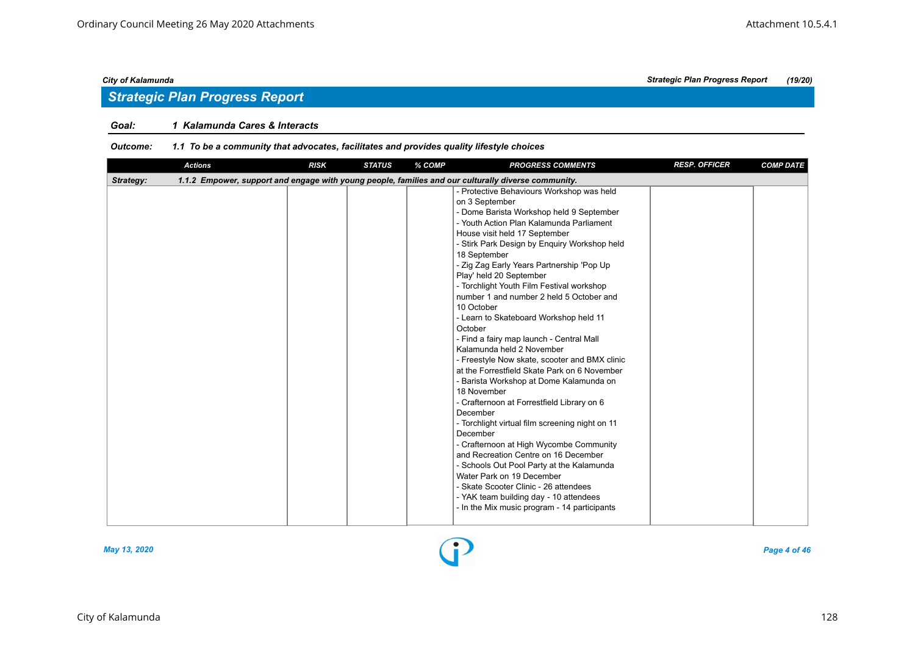## Strategic Plan Progress Report

**Goal:** 1 Kalamunda Cares & Interacts

**Outcome:** 1.1 To be a community that advocates, facilitates and provides quality lifestyle choices

| Actions | RISK | STATUS | % COMP | PROGRESS COMMENTS | RESP. OFFICER | COMP DATE |
|---|---|---|---|---|---|---|
| **Strategy:** 1.1.2 Empower, support and engage with young people, families and our culturally diverse community. | | | | | | |
| | | | | - Protective Behaviours Workshop was held on 3 September<br>- Dome Barista Workshop held 9 September<br>- Youth Action Plan Kalamunda Parliament House visit held 17 September<br>- Stirk Park Design by Enquiry Workshop held 18 September<br>- Zig Zag Early Years Partnership 'Pop Up Play' held 20 September<br>- Torchlight Youth Film Festival workshop number 1 and number 2 held 5 October and 10 October<br>- Learn to Skateboard Workshop held 11 October<br>- Find a fairy map launch - Central Mall Kalamunda held 2 November<br>- Freestyle Now skate, scooter and BMX clinic at the Forrestfield Skate Park on 6 November<br>- Barista Workshop at Dome Kalamunda on 18 November<br>- Crafternoon at Forrestfield Library on 6 December<br>- Torchlight virtual film screening night on 11 December<br>- Crafternoon at High Wycombe Community and Recreation Centre on 16 December<br>- Schools Out Pool Party at the Kalamunda Water Park on 19 December<br>- Skate Scooter Clinic - 26 attendees<br>- YAK team building day - 10 attendees<br>- In the Mix music program - 14 participants | | |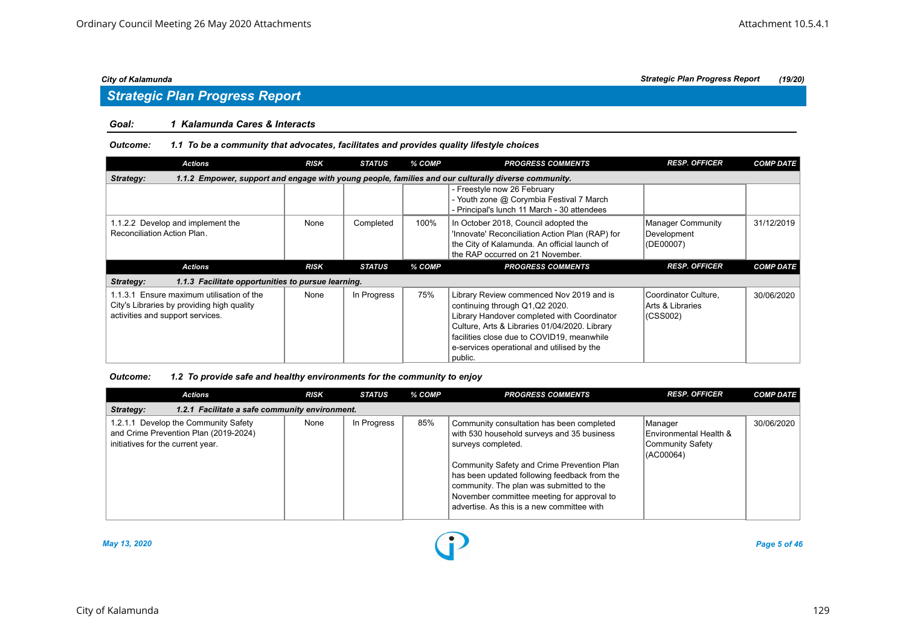## Strategic Plan Progress Report

**Goal:** *1 Kalamunda Cares & Interacts*

**Outcome:** *1.1 To be a community that advocates, facilitates and provides quality lifestyle choices*

| Actions | RISK | STATUS | % COMP | PROGRESS COMMENTS | RESP. OFFICER | COMP DATE |
|---|---|---|---|---|---|---|
| **Strategy:** 1.1.2 Empower, support and engage with young people, families and our culturally diverse community. | | | | | | |
| | | | | - Freestyle now 26 February<br>- Youth zone @ Corymbia Festival 7 March<br>- Principal's lunch 11 March - 30 attendees | | |
| 1.1.2.2 Develop and implement the Reconciliation Action Plan. | None | Completed | 100% | In October 2018, Council adopted the 'Innovate' Reconciliation Action Plan (RAP) for the City of Kalamunda. An official launch of the RAP occurred on 21 November. | Manager Community Development (DE00007) | 31/12/2019 |

| Actions | RISK | STATUS | % COMP | PROGRESS COMMENTS | RESP. OFFICER | COMP DATE |
|---|---|---|---|---|---|---|
| **Strategy:** 1.1.3 Facilitate opportunities to pursue learning. | | | | | | |
| 1.1.3.1 Ensure maximum utilisation of the City's Libraries by providing high quality activities and support services. | None | In Progress | 75% | Library Review commenced Nov 2019 and is continuing through Q1,Q2 2020. Library Handover completed with Coordinator Culture, Arts & Libraries 01/04/2020. Library facilities close due to COVID19, meanwhile e-services operational and utilised by the public. | Coordinator Culture, Arts & Libraries (CSS002) | 30/06/2020 |

**Outcome:** *1.2 To provide safe and healthy environments for the community to enjoy*

| Actions | RISK | STATUS | % COMP | PROGRESS COMMENTS | RESP. OFFICER | COMP DATE |
|---|---|---|---|---|---|---|
| **Strategy:** 1.2.1 Facilitate a safe community environment. | | | | | | |
| 1.2.1.1 Develop the Community Safety and Crime Prevention Plan (2019-2024) initiatives for the current year. | None | In Progress | 85% | Community consultation has been completed with 530 household surveys and 35 business surveys completed.<br><br>Community Safety and Crime Prevention Plan has been updated following feedback from the community. The plan was submitted to the November committee meeting for approval to advertise. As this is a new committee with | Manager Environmental Health & Community Safety (AC00064) | 30/06/2020 |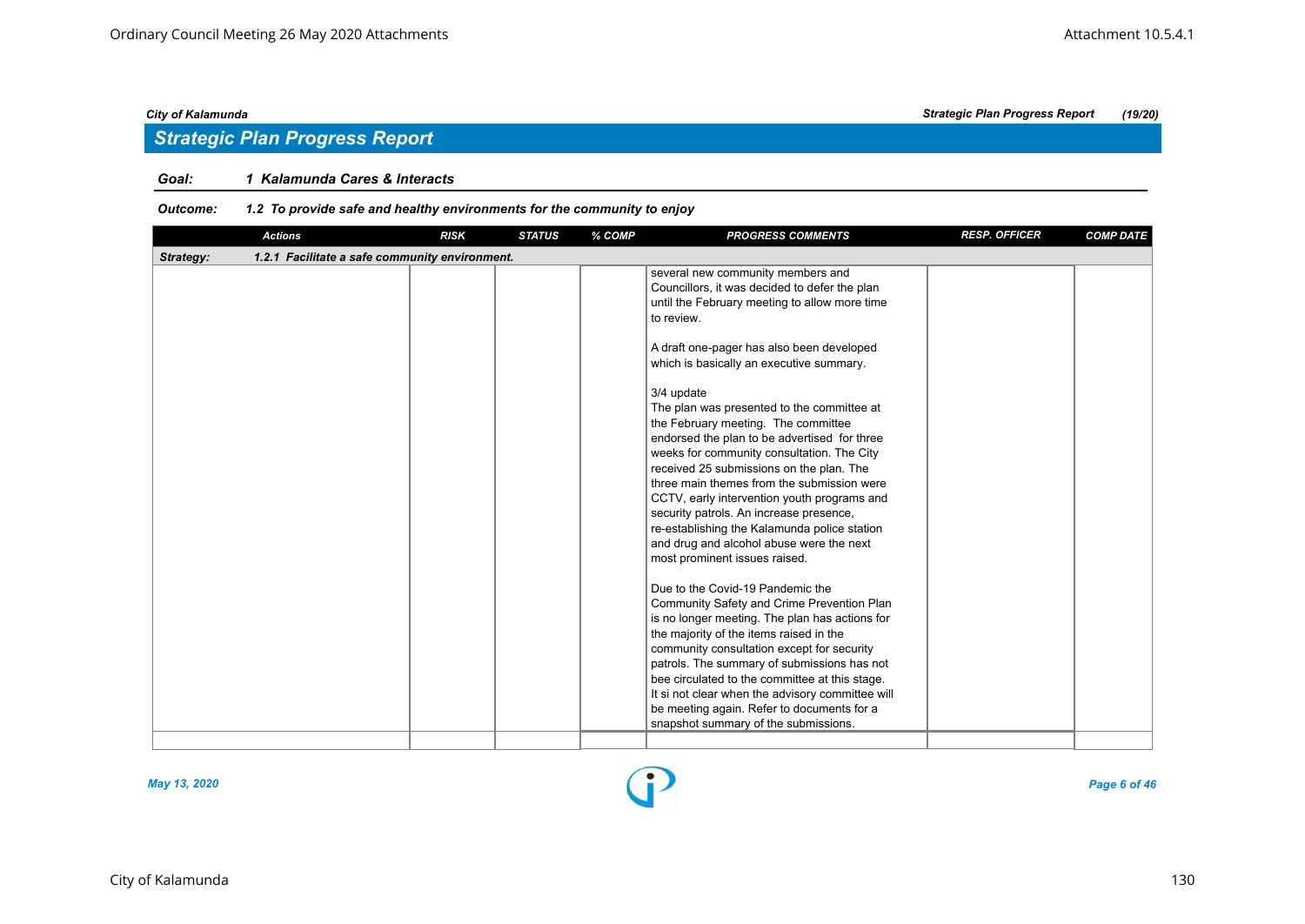## Strategic Plan Progress Report

**Goal:** *1 Kalamunda Cares & Interacts*

**Outcome:** *1.2 To provide safe and healthy environments for the community to enjoy*

| Actions | RISK | STATUS | % COMP | PROGRESS COMMENTS | RESP. OFFICER | COMP DATE |
|---|---|---|---|---|---|---|
| **Strategy:** 1.2.1 Facilitate a safe community environment. | | | | | | |
| | | | | several new community members and Councillors, it was decided to defer the plan until the February meeting to allow more time to review.<br><br>A draft one-pager has also been developed which is basically an executive summary.<br><br>3/4 update<br>The plan was presented to the committee at the February meeting. The committee endorsed the plan to be advertised for three weeks for community consultation. The City received 25 submissions on the plan. The three main themes from the submission were CCTV, early intervention youth programs and security patrols. An increase presence, re-establishing the Kalamunda police station and drug and alcohol abuse were the next most prominent issues raised.<br><br>Due to the Covid-19 Pandemic the Community Safety and Crime Prevention Plan is no longer meeting. The plan has actions for the majority of the items raised in the community consultation except for security patrols. The summary of submissions has not bee circulated to the committee at this stage. It si not clear when the advisory committee will be meeting again. Refer to documents for a snapshot summary of the submissions. | | |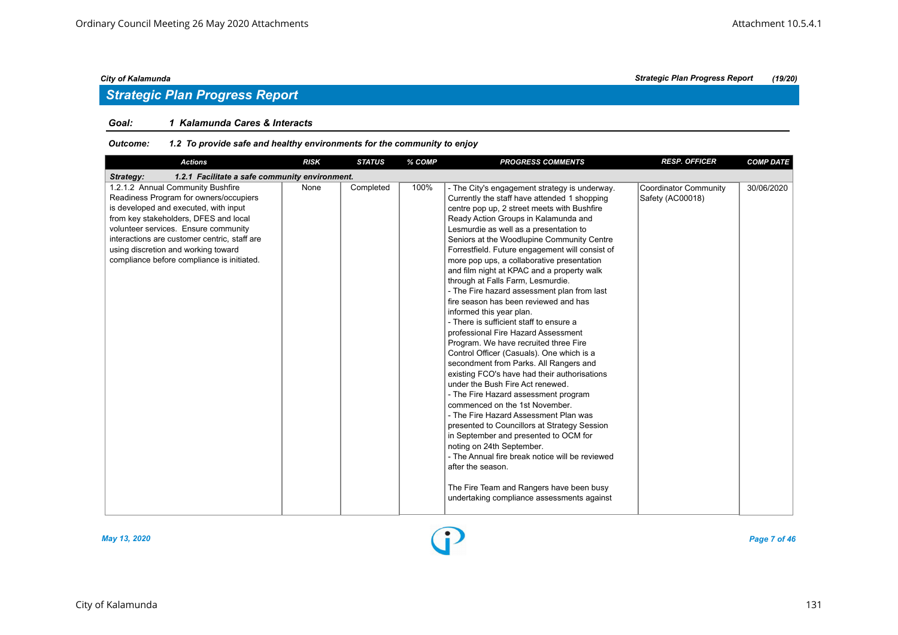## Strategic Plan Progress Report

**Goal: 1 Kalamunda Cares & Interacts**

**Outcome: 1.2 To provide safe and healthy environments for the community to enjoy**

| Actions | RISK | STATUS | % COMP | PROGRESS COMMENTS | RESP. OFFICER | COMP DATE |
|---|---|---|---|---|---|---|
| **Strategy: 1.2.1 Facilitate a safe community environment.** | | | | | | |
| 1.2.1.2 Annual Community Bushfire Readiness Program for owners/occupiers is developed and executed, with input from key stakeholders, DFES and local volunteer services. Ensure community interactions are customer centric, staff are using discretion and working toward compliance before compliance is initiated. | None | Completed | 100% | - The City's engagement strategy is underway. Currently the staff have attended 1 shopping centre pop up, 2 street meets with Bushfire Ready Action Groups in Kalamunda and Lesmurdie as well as a presentation to Seniors at the Woodlupine Community Centre Forrestfield. Future engagement will consist of more pop ups, a collaborative presentation and film night at KPAC and a property walk through at Falls Farm, Lesmurdie.<br>- The Fire hazard assessment plan from last fire season has been reviewed and has informed this year plan.<br>- There is sufficient staff to ensure a professional Fire Hazard Assessment Program. We have recruited three Fire Control Officer (Casuals). One which is a secondment from Parks. All Rangers and existing FCO's have had their authorisations under the Bush Fire Act renewed.<br>- The Fire Hazard assessment program commenced on the 1st November.<br>- The Fire Hazard Assessment Plan was presented to Councillors at Strategy Session in September and presented to OCM for noting on 24th September.<br>- The Annual fire break notice will be reviewed after the season.<br><br>The Fire Team and Rangers have been busy undertaking compliance assessments against | Coordinator Community Safety (AC00018) | 30/06/2020 |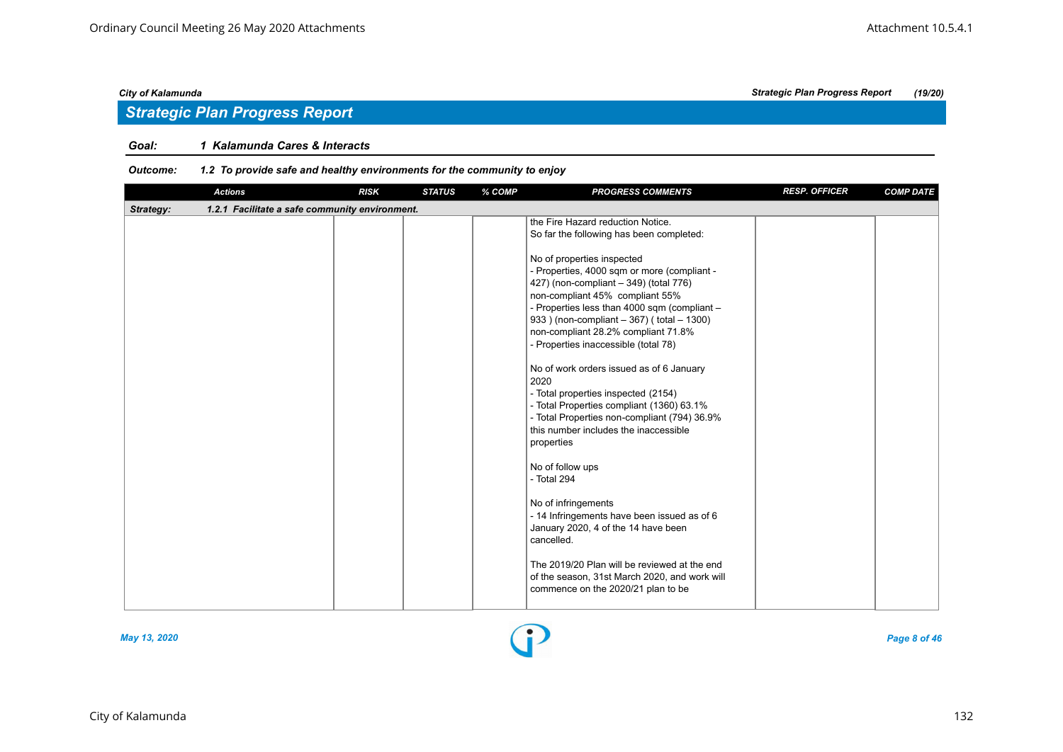## Strategic Plan Progress Report

**Goal:** 1 Kalamunda Cares & Interacts

**Outcome:** 1.2 To provide safe and healthy environments for the community to enjoy

| Actions | RISK | STATUS | % COMP | PROGRESS COMMENTS | RESP. OFFICER | COMP DATE |
|---|---|---|---|---|---|---|
| **Strategy:** 1.2.1 Facilitate a safe community environment. | | | | | | |
| | | | | the Fire Hazard reduction Notice.<br>So far the following has been completed:<br><br>No of properties inspected<br>- Properties, 4000 sqm or more (compliant - 427) (non-compliant – 349) (total 776)<br>non-compliant 45% compliant 55%<br>- Properties less than 4000 sqm (compliant – 933 ) (non-compliant – 367) ( total – 1300)<br>non-compliant 28.2% compliant 71.8%<br>- Properties inaccessible (total 78)<br><br>No of work orders issued as of 6 January 2020<br>- Total properties inspected (2154)<br>- Total Properties compliant (1360) 63.1%<br>- Total Properties non-compliant (794) 36.9%<br>this number includes the inaccessible properties<br><br>No of follow ups<br>- Total 294<br><br>No of infringements<br>- 14 Infringements have been issued as of 6 January 2020, 4 of the 14 have been cancelled.<br><br>The 2019/20 Plan will be reviewed at the end of the season, 31st March 2020, and work will commence on the 2020/21 plan to be | | |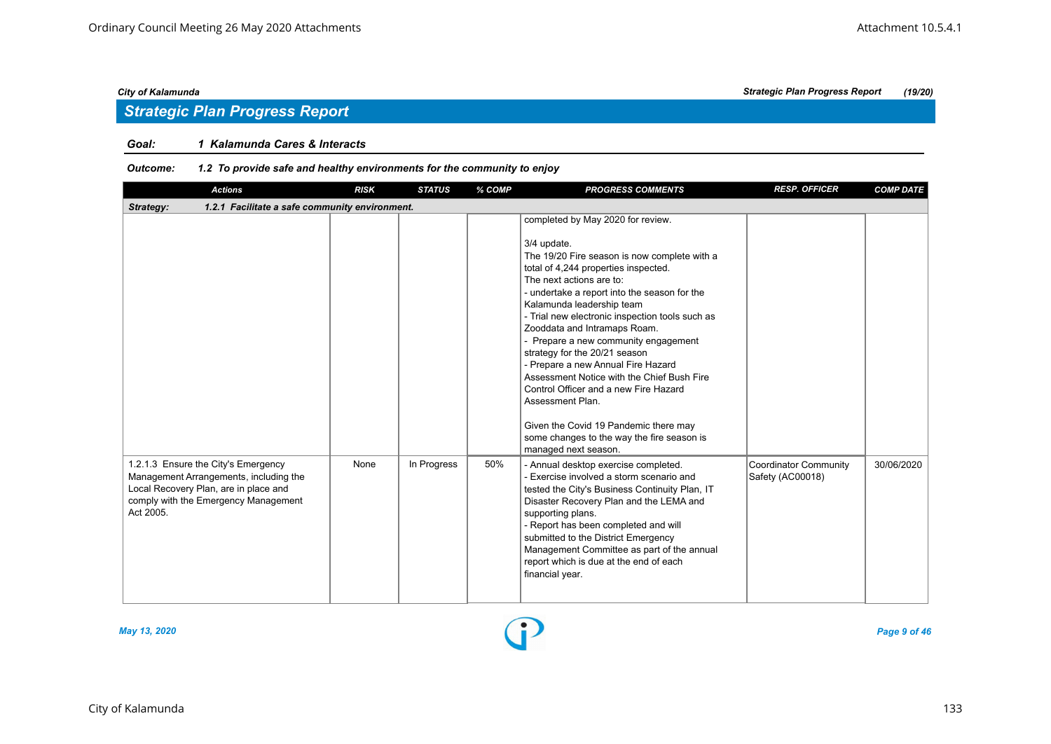## Strategic Plan Progress Report

**Goal:** 1 Kalamunda Cares & Interacts

**Outcome:** 1.2 To provide safe and healthy environments for the community to enjoy

| Actions | RISK | STATUS | % COMP | PROGRESS COMMENTS | RESP. OFFICER | COMP DATE |
|---|---|---|---|---|---|---|
| **Strategy: 1.2.1 Facilitate a safe community environment.** | | | | | | |
| | | | | completed by May 2020 for review.<br><br>3/4 update.<br>The 19/20 Fire season is now complete with a total of 4,244 properties inspected.<br>The next actions are to:<br>- undertake a report into the season for the Kalamunda leadership team<br>- Trial new electronic inspection tools such as Zooddata and Intramaps Roam.<br>- Prepare a new community engagement strategy for the 20/21 season<br>- Prepare a new Annual Fire Hazard Assessment Notice with the Chief Bush Fire Control Officer and a new Fire Hazard Assessment Plan.<br><br>Given the Covid 19 Pandemic there may some changes to the way the fire season is managed next season. | | |
| 1.2.1.3 Ensure the City's Emergency Management Arrangements, including the Local Recovery Plan, are in place and comply with the Emergency Management Act 2005. | None | In Progress | 50% | - Annual desktop exercise completed.<br>- Exercise involved a storm scenario and tested the City's Business Continuity Plan, IT Disaster Recovery Plan and the LEMA and supporting plans.<br>- Report has been completed and will submitted to the District Emergency Management Committee as part of the annual report which is due at the end of each financial year. | Coordinator Community Safety (AC00018) | 30/06/2020 |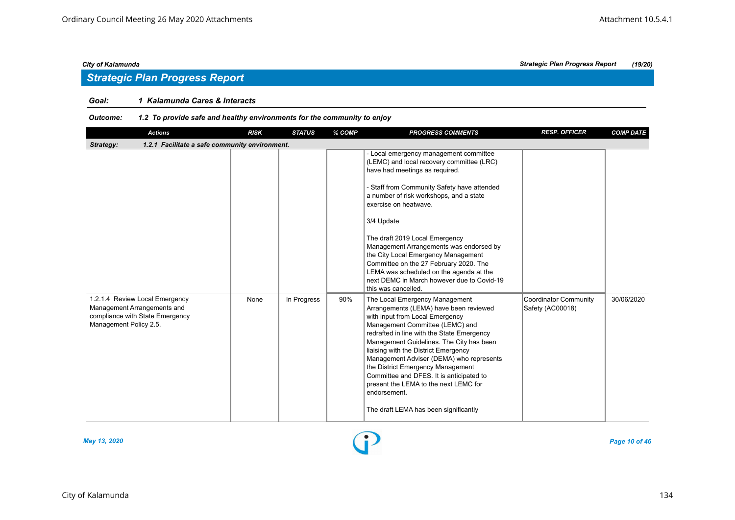## Strategic Plan Progress Report

**Goal:** *1 Kalamunda Cares & Interacts*

**Outcome:** *1.2 To provide safe and healthy environments for the community to enjoy*

| Actions | RISK | STATUS | % COMP | PROGRESS COMMENTS | RESP. OFFICER | COMP DATE |
|---|---|---|---|---|---|---|
| **Strategy: 1.2.1 Facilitate a safe community environment.** | | | | | | |
| | | | | - Local emergency management committee (LEMC) and local recovery committee (LRC) have had meetings as required.<br><br>- Staff from Community Safety have attended a number of risk workshops, and a state exercise on heatwave.<br><br>3/4 Update<br><br>The draft 2019 Local Emergency Management Arrangements was endorsed by the City Local Emergency Management Committee on the 27 February 2020. The LEMA was scheduled on the agenda at the next DEMC in March however due to Covid-19 this was cancelled. | | |
| 1.2.1.4 Review Local Emergency Management Arrangements and compliance with State Emergency Management Policy 2.5. | None | In Progress | 90% | The Local Emergency Management Arrangements (LEMA) have been reviewed with input from Local Emergency Management Committee (LEMC) and redrafted in line with the State Emergency Management Guidelines. The City has been liaising with the District Emergency Management Adviser (DEMA) who represents the District Emergency Management Committee and DFES. It is anticipated to present the LEMA to the next LEMC for endorsement.<br><br>The draft LEMA has been significantly | Coordinator Community Safety (AC00018) | 30/06/2020 |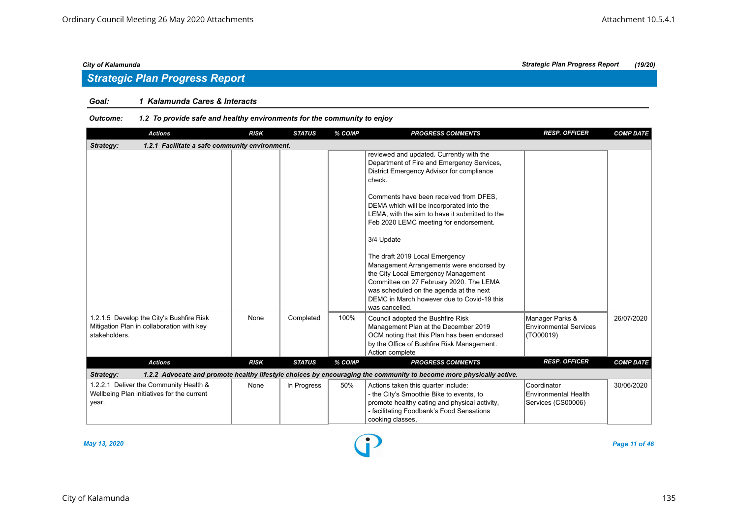## Strategic Plan Progress Report

**Goal:** 1 Kalamunda Cares & Interacts

**Outcome:** 1.2 To provide safe and healthy environments for the community to enjoy

| Actions | RISK | STATUS | % COMP | PROGRESS COMMENTS | RESP. OFFICER | COMP DATE |
|---|---|---|---|---|---|---|
| **Strategy: 1.2.1 Facilitate a safe community environment.** | | | | | | |
| | | | | reviewed and updated. Currently with the Department of Fire and Emergency Services, District Emergency Advisor for compliance check.<br><br>Comments have been received from DFES, DEMA which will be incorporated into the LEMA, with the aim to have it submitted to the Feb 2020 LEMC meeting for endorsement.<br><br>3/4 Update<br><br>The draft 2019 Local Emergency Management Arrangements were endorsed by the City Local Emergency Management Committee on 27 February 2020. The LEMA was scheduled on the agenda at the next DEMC in March however due to Covid-19 this was cancelled. | | |
| 1.2.1.5 Develop the City's Bushfire Risk Mitigation Plan in collaboration with key stakeholders. | None | Completed | 100% | Council adopted the Bushfire Risk Management Plan at the December 2019 OCM noting that this Plan has been endorsed by the Office of Bushfire Risk Management. Action complete | Manager Parks & Environmental Services (TO00019) | 26/07/2020 |
| **Strategy: 1.2.2 Advocate and promote healthy lifestyle choices by encouraging the community to become more physically active.** | | | | | | |
| 1.2.2.1 Deliver the Community Health & Wellbeing Plan initiatives for the current year. | None | In Progress | 50% | Actions taken this quarter include:<br>- the City's Smoothie Bike to events, to promote healthy eating and physical activity,<br>- facilitating Foodbank's Food Sensations cooking classes, | Coordinator Environmental Health Services (CS00006) | 30/06/2020 |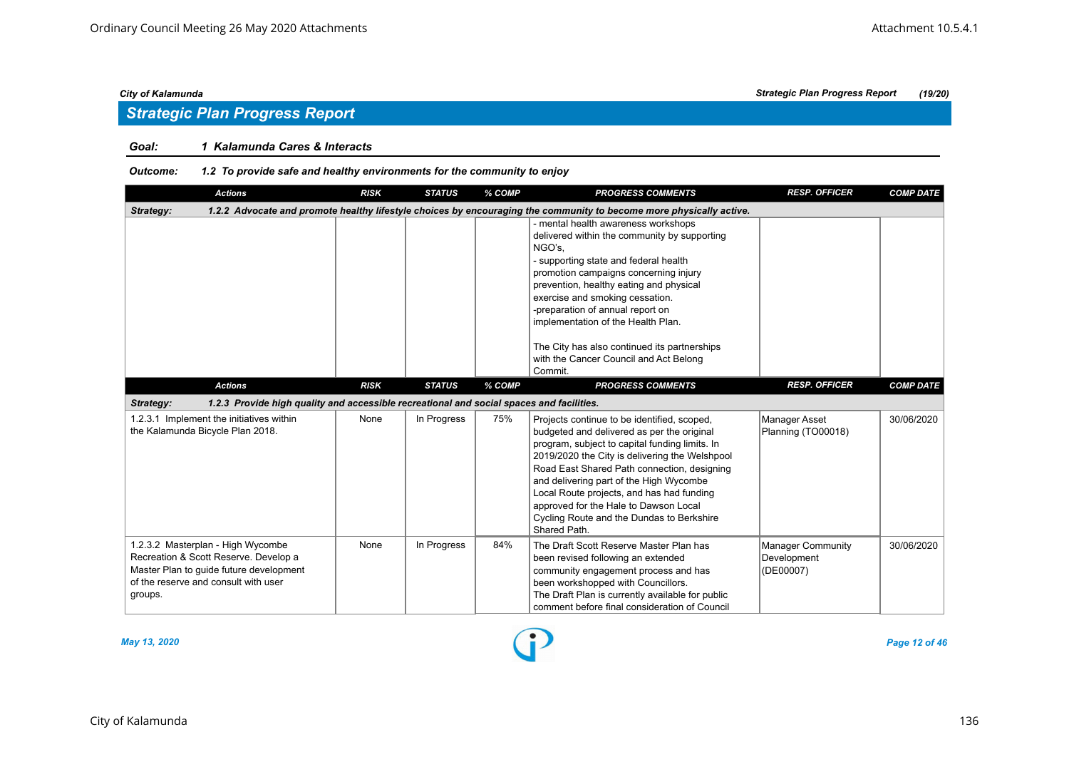## Strategic Plan Progress Report

**Goal:** 1 Kalamunda Cares & Interacts

**Outcome:** 1.2 To provide safe and healthy environments for the community to enjoy

| Actions | RISK | STATUS | % COMP | PROGRESS COMMENTS | RESP. OFFICER | COMP DATE |
|---|---|---|---|---|---|---|
| **Strategy: 1.2.2 Advocate and promote healthy lifestyle choices by encouraging the community to become more physically active.** | | | | | | |
| | | | | - mental health awareness workshops delivered within the community by supporting NGO's,<br>- supporting state and federal health promotion campaigns concerning injury prevention, healthy eating and physical exercise and smoking cessation.<br>-preparation of annual report on implementation of the Health Plan.<br><br>The City has also continued its partnerships with the Cancer Council and Act Belong Commit. | | |

| Actions | RISK | STATUS | % COMP | PROGRESS COMMENTS | RESP. OFFICER | COMP DATE |
|---|---|---|---|---|---|---|
| **Strategy: 1.2.3 Provide high quality and accessible recreational and social spaces and facilities.** | | | | | | |
| 1.2.3.1 Implement the initiatives within the Kalamunda Bicycle Plan 2018. | None | In Progress | 75% | Projects continue to be identified, scoped, budgeted and delivered as per the original program, subject to capital funding limits. In 2019/2020 the City is delivering the Welshpool Road East Shared Path connection, designing and delivering part of the High Wycombe Local Route projects, and has had funding approved for the Hale to Dawson Local Cycling Route and the Dundas to Berkshire Shared Path. | Manager Asset Planning (TO00018) | 30/06/2020 |
| 1.2.3.2 Masterplan - High Wycombe Recreation & Scott Reserve. Develop a Master Plan to guide future development of the reserve and consult with user groups. | None | In Progress | 84% | The Draft Scott Reserve Master Plan has been revised following an extended community engagement process and has been workshopped with Councillors.<br>The Draft Plan is currently available for public comment before final consideration of Council | Manager Community Development (DE00007) | 30/06/2020 |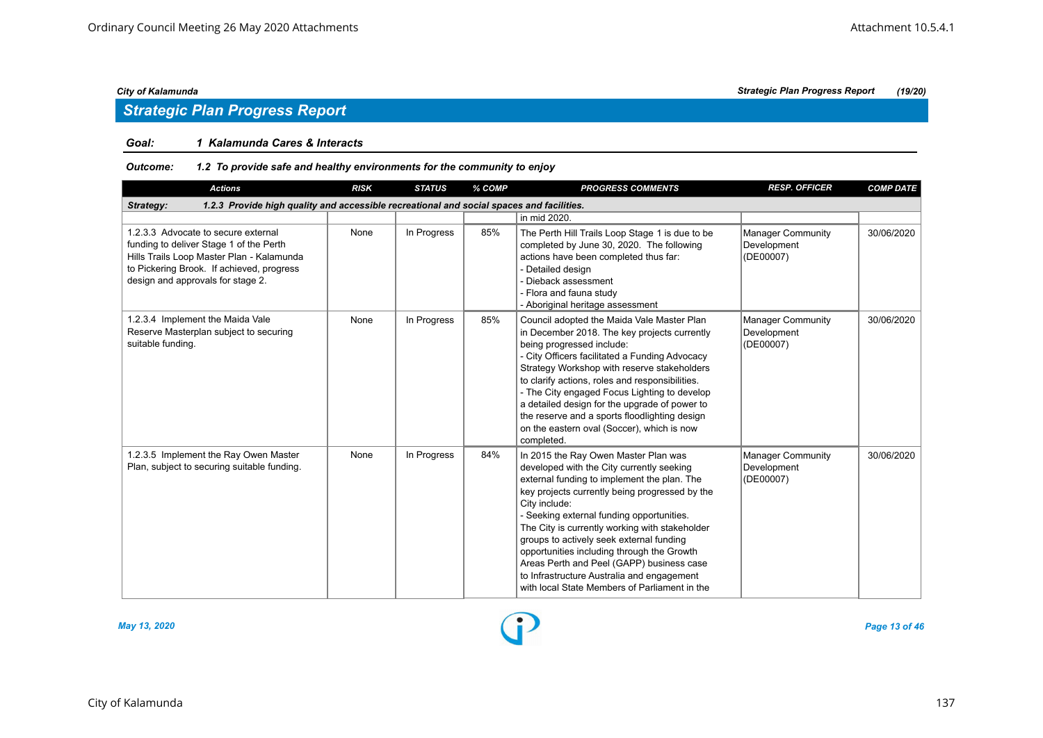## Strategic Plan Progress Report

**Goal:** 1 Kalamunda Cares & Interacts

**Outcome:** 1.2 To provide safe and healthy environments for the community to enjoy

| Actions | RISK | STATUS | % COMP | PROGRESS COMMENTS | RESP. OFFICER | COMP DATE |
|---|---|---|---|---|---|---|
| **Strategy: 1.2.3 Provide high quality and accessible recreational and social spaces and facilities.** | | | | | | |
| | | | | in mid 2020. | | |
| 1.2.3.3 Advocate to secure external funding to deliver Stage 1 of the Perth Hills Trails Loop Master Plan - Kalamunda to Pickering Brook. If achieved, progress design and approvals for stage 2. | None | In Progress | 85% | The Perth Hill Trails Loop Stage 1 is due to be completed by June 30, 2020. The following actions have been completed thus far:<br>- Detailed design<br>- Dieback assessment<br>- Flora and fauna study<br>- Aboriginal heritage assessment | Manager Community Development (DE00007) | 30/06/2020 |
| 1.2.3.4 Implement the Maida Vale Reserve Masterplan subject to securing suitable funding. | None | In Progress | 85% | Council adopted the Maida Vale Master Plan in December 2018. The key projects currently being progressed include:<br>- City Officers facilitated a Funding Advocacy Strategy Workshop with reserve stakeholders to clarify actions, roles and responsibilities.<br>- The City engaged Focus Lighting to develop a detailed design for the upgrade of power to the reserve and a sports floodlighting design on the eastern oval (Soccer), which is now completed. | Manager Community Development (DE00007) | 30/06/2020 |
| 1.2.3.5 Implement the Ray Owen Master Plan, subject to securing suitable funding. | None | In Progress | 84% | In 2015 the Ray Owen Master Plan was developed with the City currently seeking external funding to implement the plan. The key projects currently being progressed by the City include:<br>- Seeking external funding opportunities. The City is currently working with stakeholder groups to actively seek external funding opportunities including through the Growth Areas Perth and Peel (GAPP) business case to Infrastructure Australia and engagement with local State Members of Parliament in the | Manager Community Development (DE00007) | 30/06/2020 |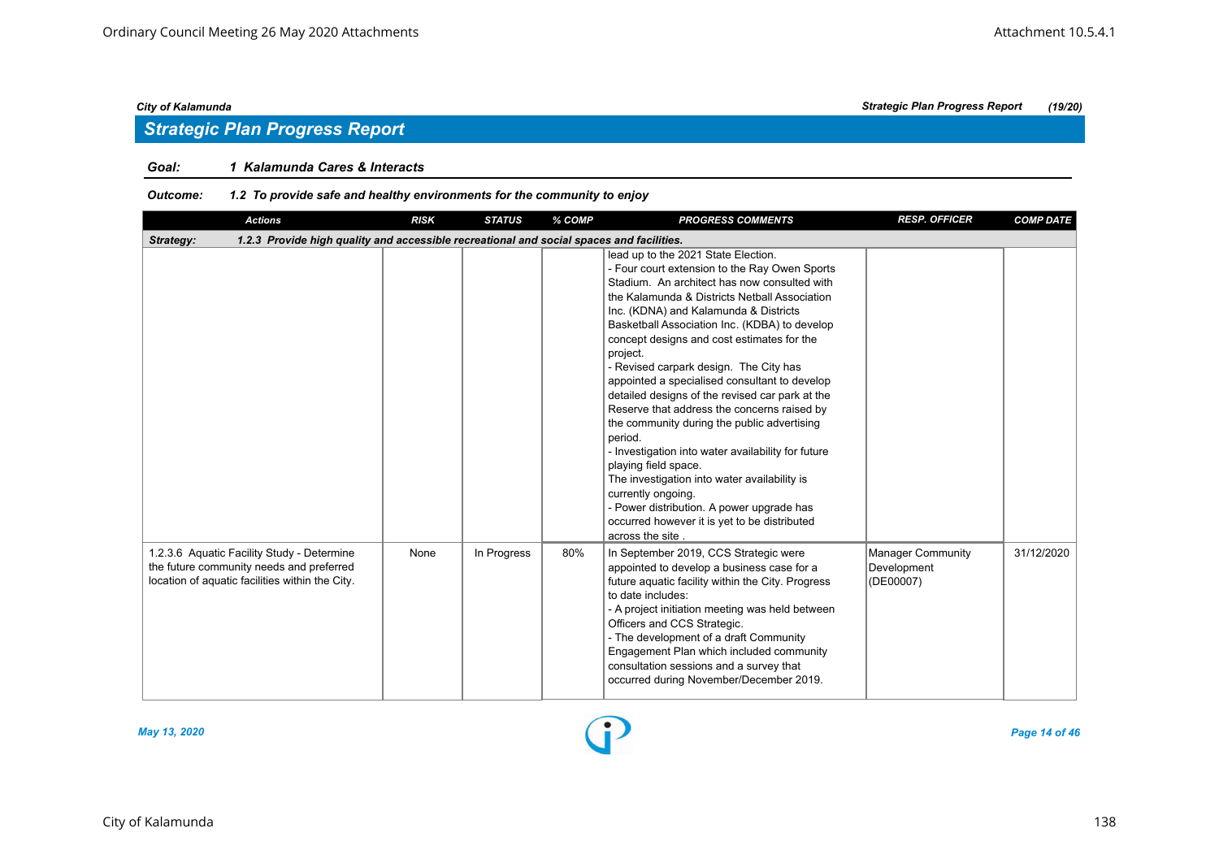## Strategic Plan Progress Report

**Goal:** 1 Kalamunda Cares & Interacts

**Outcome:** 1.2 To provide safe and healthy environments for the community to enjoy

| Actions | RISK | STATUS | % COMP | PROGRESS COMMENTS | RESP. OFFICER | COMP DATE |
|---|---|---|---|---|---|---|
| **Strategy: 1.2.3 Provide high quality and accessible recreational and social spaces and facilities.** | | | | | | |
| | | | | lead up to the 2021 State Election.<br>- Four court extension to the Ray Owen Sports Stadium. An architect has now consulted with the Kalamunda & Districts Netball Association Inc. (KDNA) and Kalamunda & Districts Basketball Association Inc. (KDBA) to develop concept designs and cost estimates for the project.<br>- Revised carpark design. The City has appointed a specialised consultant to develop detailed designs of the revised car park at the Reserve that address the concerns raised by the community during the public advertising period.<br>- Investigation into water availability for future playing field space.<br>The investigation into water availability is currently ongoing.<br>- Power distribution. A power upgrade has occurred however it is yet to be distributed across the site . | | |
| 1.2.3.6 Aquatic Facility Study - Determine the future community needs and preferred location of aquatic facilities within the City. | None | In Progress | 80% | In September 2019, CCS Strategic were appointed to develop a business case for a future aquatic facility within the City. Progress to date includes:<br>- A project initiation meeting was held between Officers and CCS Strategic.<br>- The development of a draft Community Engagement Plan which included community consultation sessions and a survey that occurred during November/December 2019. | Manager Community Development (DE00007) | 31/12/2020 |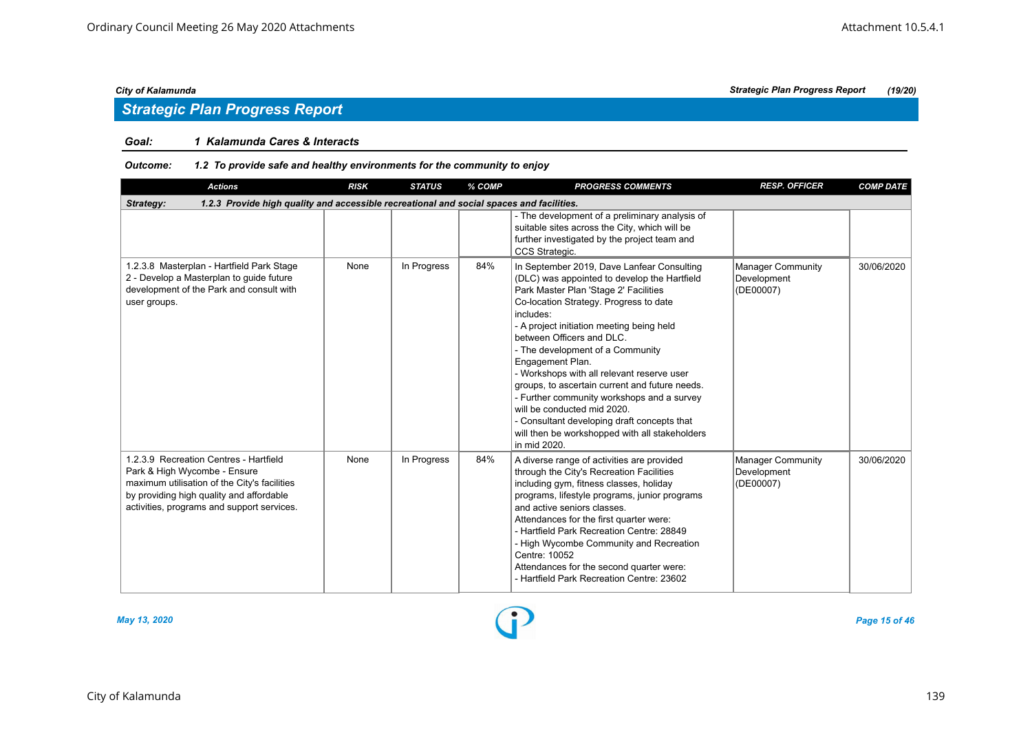## Strategic Plan Progress Report

**Goal:** 1 Kalamunda Cares & Interacts

**Outcome:** 1.2 To provide safe and healthy environments for the community to enjoy

| Actions | RISK | STATUS | % COMP | PROGRESS COMMENTS | RESP. OFFICER | COMP DATE |
|---|---|---|---|---|---|---|
| **Strategy:** 1.2.3 Provide high quality and accessible recreational and social spaces and facilities. | | | | | | |
| | | | | - The development of a preliminary analysis of suitable sites across the City, which will be further investigated by the project team and CCS Strategic. | | |
| 1.2.3.8 Masterplan - Hartfield Park Stage 2 - Develop a Masterplan to guide future development of the Park and consult with user groups. | None | In Progress | 84% | In September 2019, Dave Lanfear Consulting (DLC) was appointed to develop the Hartfield Park Master Plan 'Stage 2' Facilities Co-location Strategy. Progress to date includes:<br>- A project initiation meeting being held between Officers and DLC.<br>- The development of a Community Engagement Plan.<br>- Workshops with all relevant reserve user groups, to ascertain current and future needs.<br>- Further community workshops and a survey will be conducted mid 2020.<br>- Consultant developing draft concepts that will then be workshopped with all stakeholders in mid 2020. | Manager Community Development (DE00007) | 30/06/2020 |
| 1.2.3.9 Recreation Centres - Hartfield Park & High Wycombe - Ensure maximum utilisation of the City's facilities by providing high quality and affordable activities, programs and support services. | None | In Progress | 84% | A diverse range of activities are provided through the City's Recreation Facilities including gym, fitness classes, holiday programs, lifestyle programs, junior programs and active seniors classes.<br>Attendances for the first quarter were:<br>- Hartfield Park Recreation Centre: 28849<br>- High Wycombe Community and Recreation Centre: 10052<br>Attendances for the second quarter were:<br>- Hartfield Park Recreation Centre: 23602 | Manager Community Development (DE00007) | 30/06/2020 |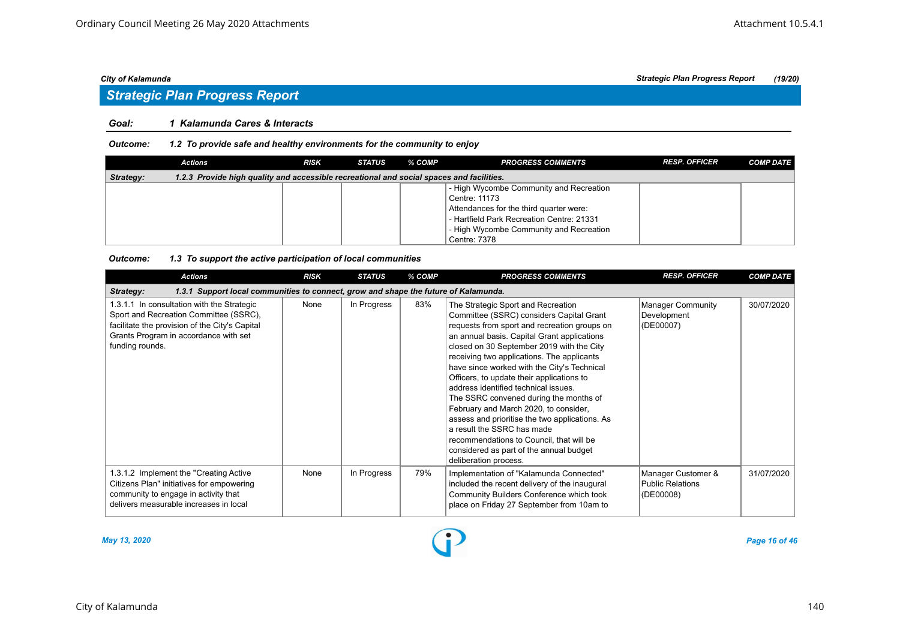## Strategic Plan Progress Report

**Goal:** 1 Kalamunda Cares & Interacts

**Outcome:** 1.2 To provide safe and healthy environments for the community to enjoy

| Actions | RISK | STATUS | % COMP | PROGRESS COMMENTS | RESP. OFFICER | COMP DATE |
|---|---|---|---|---|---|---|
| **Strategy:** 1.2.3 Provide high quality and accessible recreational and social spaces and facilities. | | | | | | |
| | | | | - High Wycombe Community and Recreation Centre: 11173<br>Attendances for the third quarter were:<br>- Hartfield Park Recreation Centre: 21331<br>- High Wycombe Community and Recreation Centre: 7378 | | |

**Outcome:** 1.3 To support the active participation of local communities

| Actions | RISK | STATUS | % COMP | PROGRESS COMMENTS | RESP. OFFICER | COMP DATE |
|---|---|---|---|---|---|---|
| **Strategy:** 1.3.1 Support local communities to connect, grow and shape the future of Kalamunda. | | | | | | |
| 1.3.1.1 In consultation with the Strategic Sport and Recreation Committee (SSRC), facilitate the provision of the City's Capital Grants Program in accordance with set funding rounds. | None | In Progress | 83% | The Strategic Sport and Recreation Committee (SSRC) considers Capital Grant requests from sport and recreation groups on an annual basis. Capital Grant applications closed on 30 September 2019 with the City receiving two applications. The applicants have since worked with the City's Technical Officers, to update their applications to address identified technical issues.<br>The SSRC convened during the months of February and March 2020, to consider, assess and prioritise the two applications. As a result the SSRC has made recommendations to Council, that will be considered as part of the annual budget deliberation process. | Manager Community Development (DE00007) | 30/07/2020 |
| 1.3.1.2 Implement the "Creating Active Citizens Plan" initiatives for empowering community to engage in activity that delivers measurable increases in local | None | In Progress | 79% | Implementation of "Kalamunda Connected" included the recent delivery of the inaugural Community Builders Conference which took place on Friday 27 September from 10am to | Manager Customer & Public Relations (DE00008) | 31/07/2020 |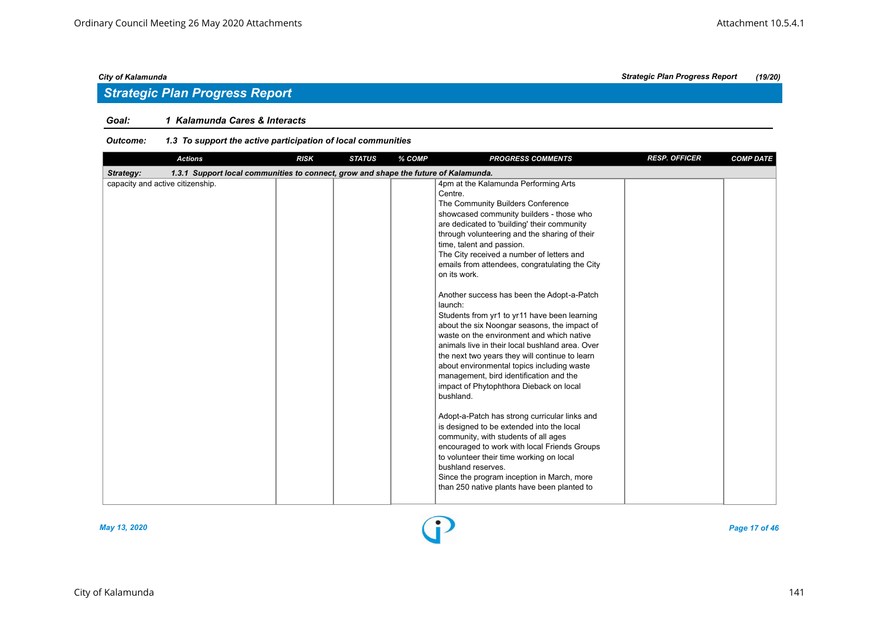## Strategic Plan Progress Report

**Goal:** *1 Kalamunda Cares & Interacts*

**Outcome:** *1.3 To support the active participation of local communities*

| Actions | RISK | STATUS | % COMP | PROGRESS COMMENTS | RESP. OFFICER | COMP DATE |
|---|---|---|---|---|---|---|
| **Strategy: 1.3.1 Support local communities to connect, grow and shape the future of Kalamunda.** | | | | | | |
| capacity and active citizenship. | | | | 4pm at the Kalamunda Performing Arts Centre.<br>The Community Builders Conference showcased community builders - those who are dedicated to 'building' their community through volunteering and the sharing of their time, talent and passion.<br>The City received a number of letters and emails from attendees, congratulating the City on its work.<br><br>Another success has been the Adopt-a-Patch launch:<br>Students from yr1 to yr11 have been learning about the six Noongar seasons, the impact of waste on the environment and which native animals live in their local bushland area. Over the next two years they will continue to learn about environmental topics including waste management, bird identification and the impact of Phytophthora Dieback on local bushland.<br><br>Adopt-a-Patch has strong curricular links and is designed to be extended into the local community, with students of all ages encouraged to work with local Friends Groups to volunteer their time working on local bushland reserves.<br>Since the program inception in March, more than 250 native plants have been planted to | | |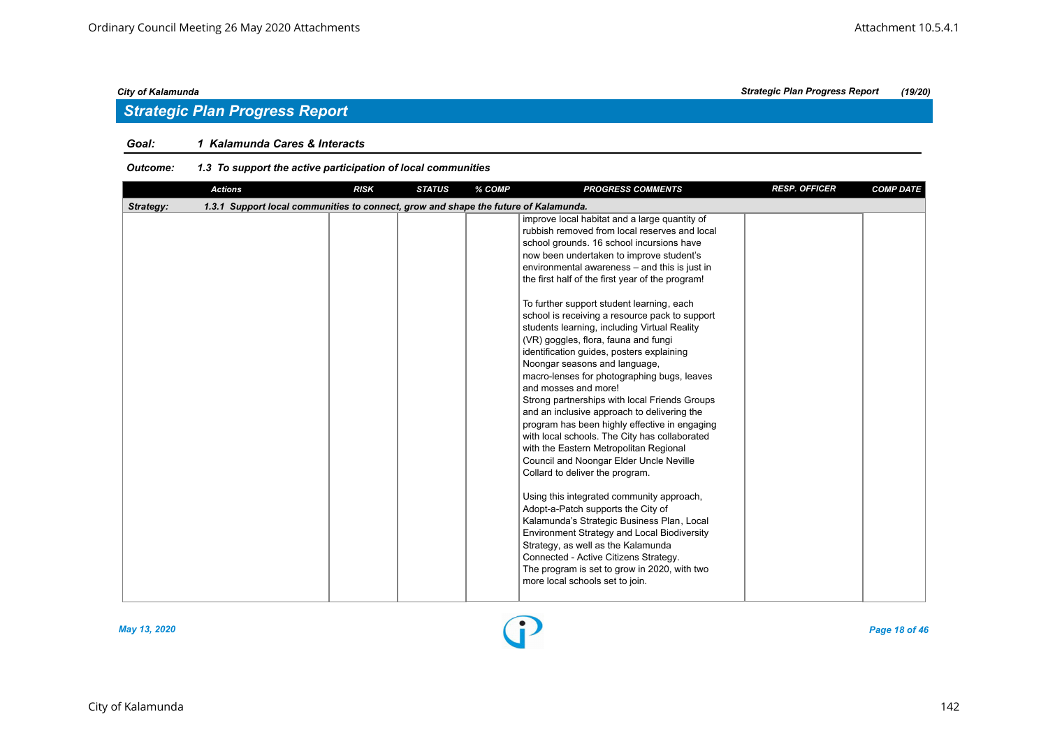## Strategic Plan Progress Report

**Goal:** 1 Kalamunda Cares & Interacts

**Outcome:** 1.3 To support the active participation of local communities

| Actions | RISK | STATUS | % COMP | PROGRESS COMMENTS | RESP. OFFICER | COMP DATE |
|---|---|---|---|---|---|---|
| **Strategy:** 1.3.1 Support local communities to connect, grow and shape the future of Kalamunda. | | | | | | |
| | | | | improve local habitat and a large quantity of rubbish removed from local reserves and local school grounds. 16 school incursions have now been undertaken to improve student's environmental awareness – and this is just in the first half of the first year of the program!<br><br>To further support student learning, each school is receiving a resource pack to support students learning, including Virtual Reality (VR) goggles, flora, fauna and fungi identification guides, posters explaining Noongar seasons and language, macro-lenses for photographing bugs, leaves and mosses and more!<br>Strong partnerships with local Friends Groups and an inclusive approach to delivering the program has been highly effective in engaging with local schools. The City has collaborated with the Eastern Metropolitan Regional Council and Noongar Elder Uncle Neville Collard to deliver the program.<br><br>Using this integrated community approach, Adopt-a-Patch supports the City of Kalamunda's Strategic Business Plan, Local Environment Strategy and Local Biodiversity Strategy, as well as the Kalamunda Connected - Active Citizens Strategy.<br>The program is set to grow in 2020, with two more local schools set to join. | | |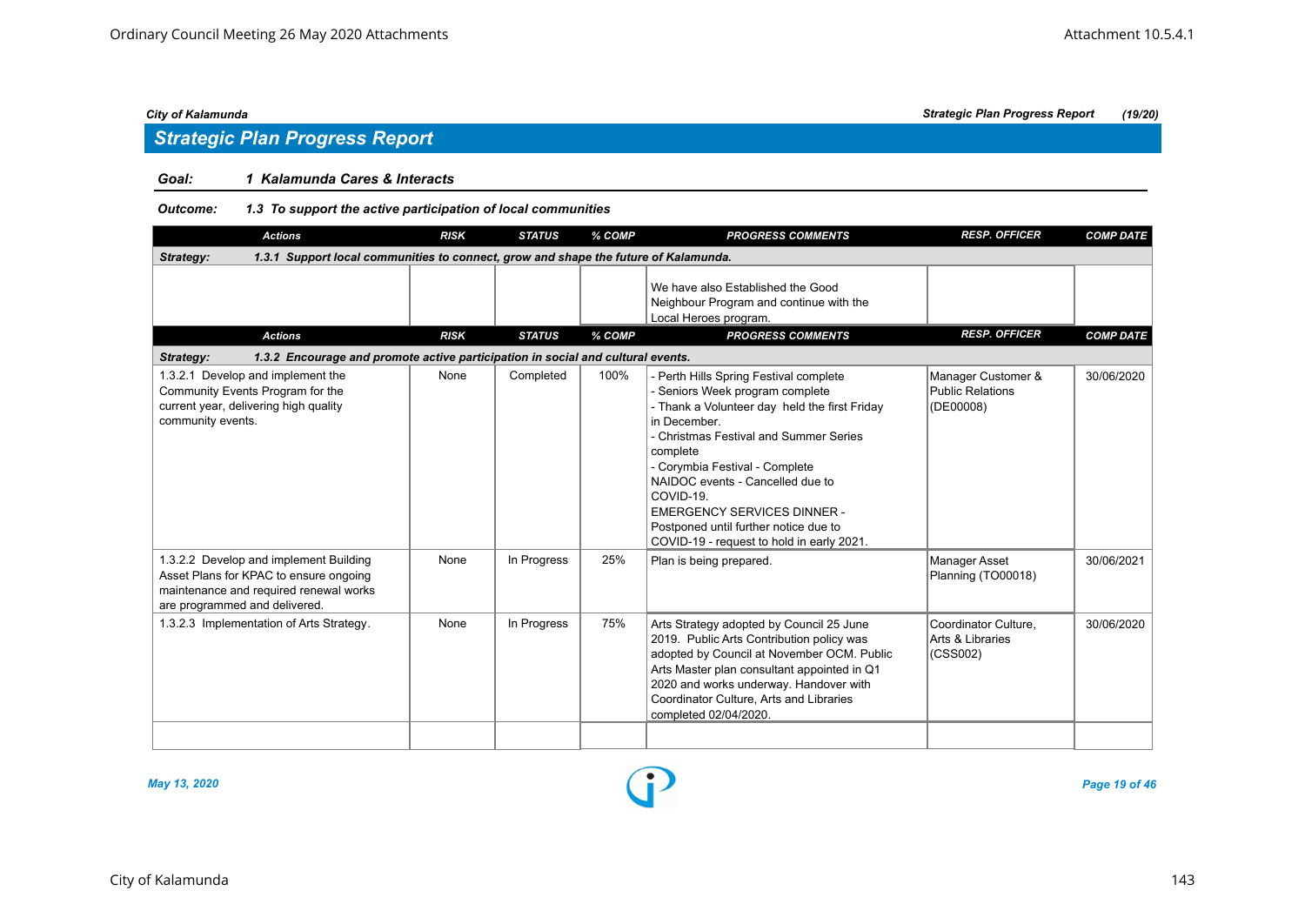## Strategic Plan Progress Report

**Goal:** *1 Kalamunda Cares & Interacts*

**Outcome:** *1.3 To support the active participation of local communities*

| Actions | RISK | STATUS | % COMP | PROGRESS COMMENTS | RESP. OFFICER | COMP DATE |
|---|---|---|---|---|---|---|
| **Strategy:** *1.3.1 Support local communities to connect, grow and shape the future of Kalamunda.* | | | | | | |
| | | | | We have also Established the Good Neighbour Program and continue with the Local Heroes program. | | |

| Actions | RISK | STATUS | % COMP | PROGRESS COMMENTS | RESP. OFFICER | COMP DATE |
|---|---|---|---|---|---|---|
| **Strategy:** *1.3.2 Encourage and promote active participation in social and cultural events.* | | | | | | |
| 1.3.2.1 Develop and implement the Community Events Program for the current year, delivering high quality community events. | None | Completed | 100% | - Perth Hills Spring Festival complete<br>- Seniors Week program complete<br>- Thank a Volunteer day held the first Friday in December.<br>- Christmas Festival and Summer Series complete<br>- Corymbia Festival - Complete<br>NAIDOC events - Cancelled due to COVID-19.<br>EMERGENCY SERVICES DINNER - Postponed until further notice due to COVID-19 - request to hold in early 2021. | Manager Customer & Public Relations (DE00008) | 30/06/2020 |
| 1.3.2.2 Develop and implement Building Asset Plans for KPAC to ensure ongoing maintenance and required renewal works are programmed and delivered. | None | In Progress | 25% | Plan is being prepared. | Manager Asset Planning (TO00018) | 30/06/2021 |
| 1.3.2.3 Implementation of Arts Strategy. | None | In Progress | 75% | Arts Strategy adopted by Council 25 June 2019. Public Arts Contribution policy was adopted by Council at November OCM. Public Arts Master plan consultant appointed in Q1 2020 and works underway. Handover with Coordinator Culture, Arts and Libraries completed 02/04/2020. | Coordinator Culture, Arts & Libraries (CSS002) | 30/06/2020 |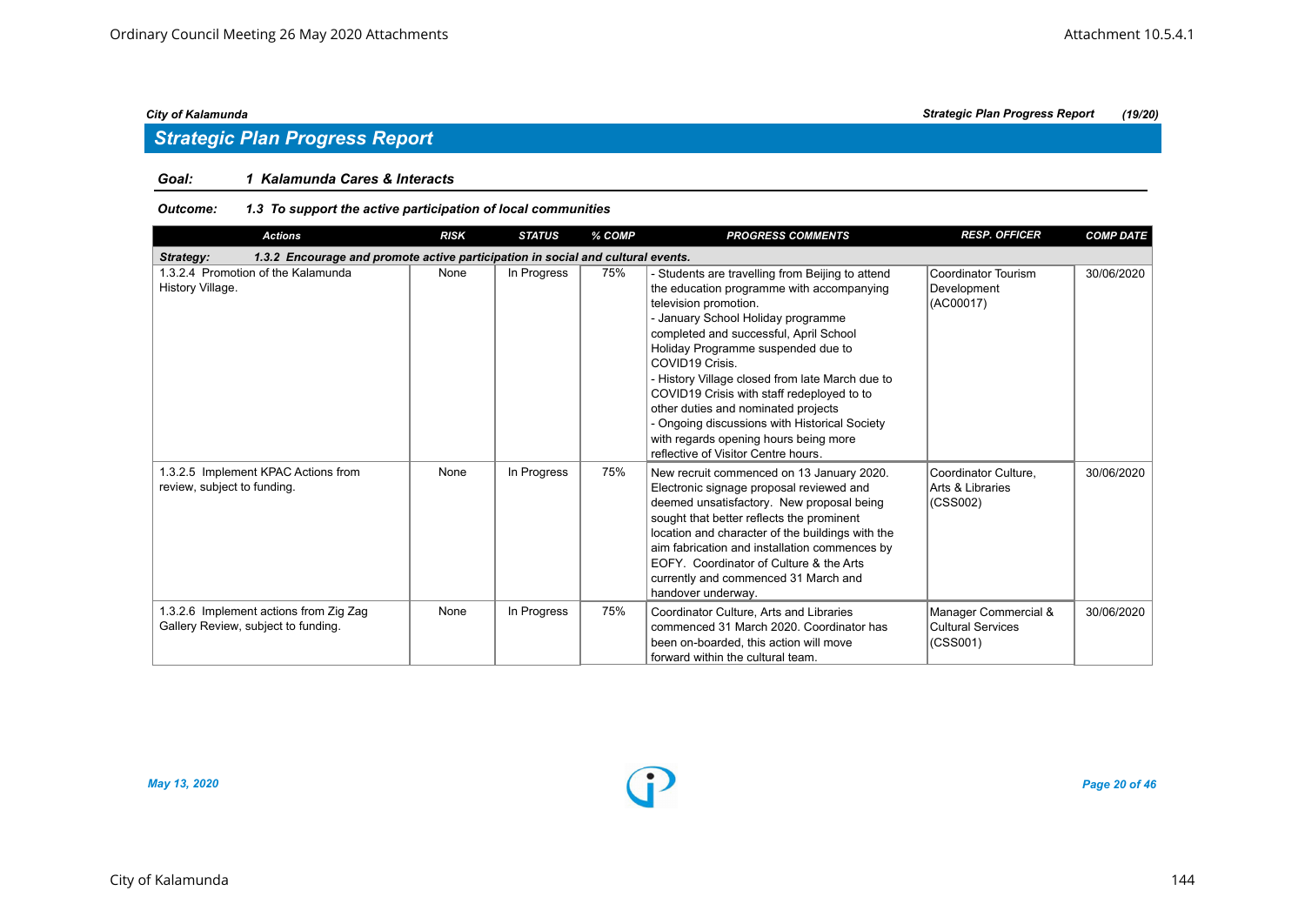## Strategic Plan Progress Report

**Goal:** *1 Kalamunda Cares & Interacts*

**Outcome:** *1.3 To support the active participation of local communities*

| Actions | RISK | STATUS | % COMP | PROGRESS COMMENTS | RESP. OFFICER | COMP DATE |
|---|---|---|---|---|---|---|
| **Strategy: 1.3.2 Encourage and promote active participation in social and cultural events.** | | | | | | |
| 1.3.2.4 Promotion of the Kalamunda History Village. | None | In Progress | 75% | - Students are travelling from Beijing to attend the education programme with accompanying television promotion.<br>- January School Holiday programme completed and successful, April School Holiday Programme suspended due to COVID19 Crisis.<br>- History Village closed from late March due to COVID19 Crisis with staff redeployed to to other duties and nominated projects<br>- Ongoing discussions with Historical Society with regards opening hours being more reflective of Visitor Centre hours. | Coordinator Tourism Development (AC00017) | 30/06/2020 |
| 1.3.2.5 Implement KPAC Actions from review, subject to funding. | None | In Progress | 75% | New recruit commenced on 13 January 2020. Electronic signage proposal reviewed and deemed unsatisfactory. New proposal being sought that better reflects the prominent location and character of the buildings with the aim fabrication and installation commences by EOFY. Coordinator of Culture & the Arts currently and commenced 31 March and handover underway. | Coordinator Culture, Arts & Libraries (CSS002) | 30/06/2020 |
| 1.3.2.6 Implement actions from Zig Zag Gallery Review, subject to funding. | None | In Progress | 75% | Coordinator Culture, Arts and Libraries commenced 31 March 2020. Coordinator has been on-boarded, this action will move forward within the cultural team. | Manager Commercial & Cultural Services (CSS001) | 30/06/2020 |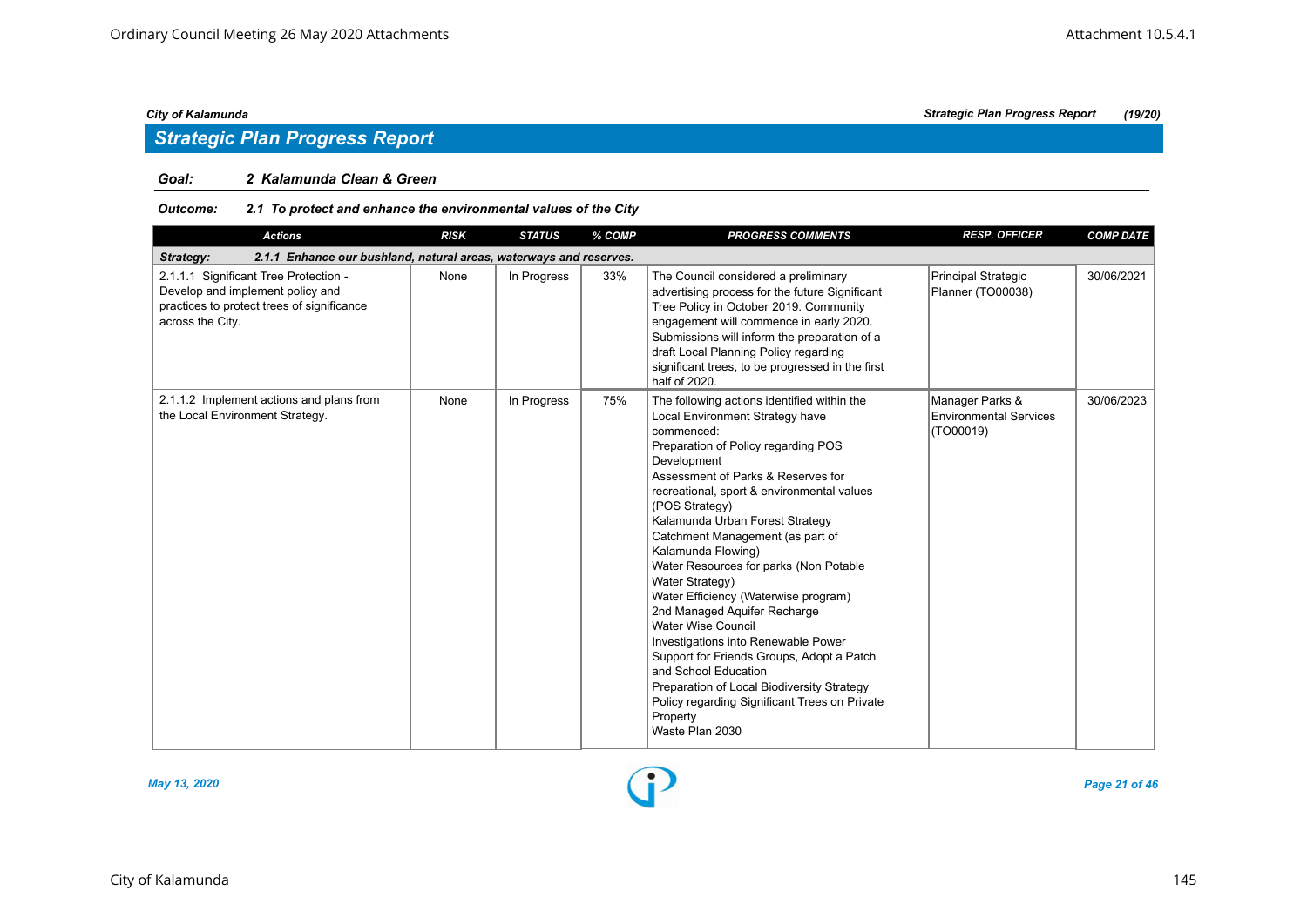## Strategic Plan Progress Report

**Goal:** ***2 Kalamunda Clean & Green***

**Outcome:** ***2.1 To protect and enhance the environmental values of the City***

| Actions | RISK | STATUS | % COMP | PROGRESS COMMENTS | RESP. OFFICER | COMP DATE |
|---|---|---|---|---|---|---|
| ***Strategy: 2.1.1 Enhance our bushland, natural areas, waterways and reserves.*** | | | | | | |
| 2.1.1.1 Significant Tree Protection - Develop and implement policy and practices to protect trees of significance across the City. | None | In Progress | 33% | The Council considered a preliminary advertising process for the future Significant Tree Policy in October 2019. Community engagement will commence in early 2020. Submissions will inform the preparation of a draft Local Planning Policy regarding significant trees, to be progressed in the first half of 2020. | Principal Strategic Planner (TO00038) | 30/06/2021 |
| 2.1.1.2 Implement actions and plans from the Local Environment Strategy. | None | In Progress | 75% | The following actions identified within the Local Environment Strategy have commenced:<br>Preparation of Policy regarding POS Development<br>Assessment of Parks & Reserves for recreational, sport & environmental values (POS Strategy)<br>Kalamunda Urban Forest Strategy<br>Catchment Management (as part of Kalamunda Flowing)<br>Water Resources for parks (Non Potable Water Strategy)<br>Water Efficiency (Waterwise program)<br>2nd Managed Aquifer Recharge<br>Water Wise Council<br>Investigations into Renewable Power<br>Support for Friends Groups, Adopt a Patch and School Education<br>Preparation of Local Biodiversity Strategy<br>Policy regarding Significant Trees on Private Property<br>Waste Plan 2030 | Manager Parks & Environmental Services (TO00019) | 30/06/2023 |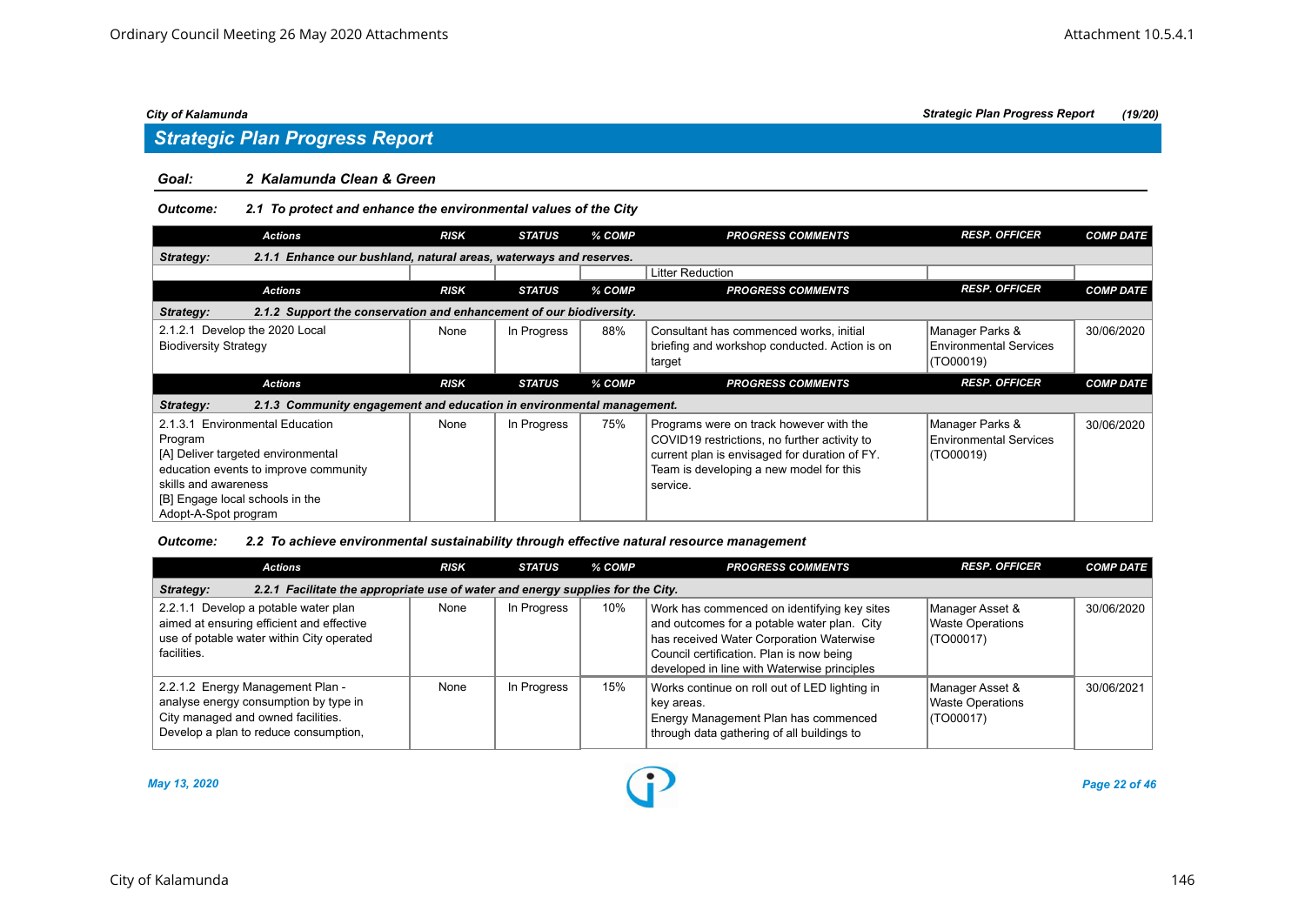## Strategic Plan Progress Report

**Goal:** 2 Kalamunda Clean & Green

**Outcome:** 2.1 To protect and enhance the environmental values of the City

| Actions | RISK | STATUS | % COMP | PROGRESS COMMENTS | RESP. OFFICER | COMP DATE |
|---|---|---|---|---|---|---|
| **Strategy:** 2.1.1 Enhance our bushland, natural areas, waterways and reserves. | | | | | | |
| | | | | Litter Reduction | | |

| Actions | RISK | STATUS | % COMP | PROGRESS COMMENTS | RESP. OFFICER | COMP DATE |
|---|---|---|---|---|---|---|
| **Strategy:** 2.1.2 Support the conservation and enhancement of our biodiversity. | | | | | | |
| 2.1.2.1 Develop the 2020 Local Biodiversity Strategy | None | In Progress | 88% | Consultant has commenced works, initial briefing and workshop conducted. Action is on target | Manager Parks & Environmental Services (TO00019) | 30/06/2020 |

| Actions | RISK | STATUS | % COMP | PROGRESS COMMENTS | RESP. OFFICER | COMP DATE |
|---|---|---|---|---|---|---|
| **Strategy:** 2.1.3 Community engagement and education in environmental management. | | | | | | |
| 2.1.3.1 Environmental Education Program<br>[A] Deliver targeted environmental education events to improve community skills and awareness<br>[B] Engage local schools in the Adopt-A-Spot program | None | In Progress | 75% | Programs were on track however with the COVID19 restrictions, no further activity to current plan is envisaged for duration of FY. Team is developing a new model for this service. | Manager Parks & Environmental Services (TO00019) | 30/06/2020 |

**Outcome:** 2.2 To achieve environmental sustainability through effective natural resource management

| Actions | RISK | STATUS | % COMP | PROGRESS COMMENTS | RESP. OFFICER | COMP DATE |
|---|---|---|---|---|---|---|
| **Strategy:** 2.2.1 Facilitate the appropriate use of water and energy supplies for the City. | | | | | | |
| 2.2.1.1 Develop a potable water plan aimed at ensuring efficient and effective use of potable water within City operated facilities. | None | In Progress | 10% | Work has commenced on identifying key sites and outcomes for a potable water plan. City has received Water Corporation Waterwise Council certification. Plan is now being developed in line with Waterwise principles | Manager Asset & Waste Operations (TO00017) | 30/06/2020 |
| 2.2.1.2 Energy Management Plan - analyse energy consumption by type in City managed and owned facilities. Develop a plan to reduce consumption, | None | In Progress | 15% | Works continue on roll out of LED lighting in key areas.<br>Energy Management Plan has commenced through data gathering of all buildings to | Manager Asset & Waste Operations (TO00017) | 30/06/2021 |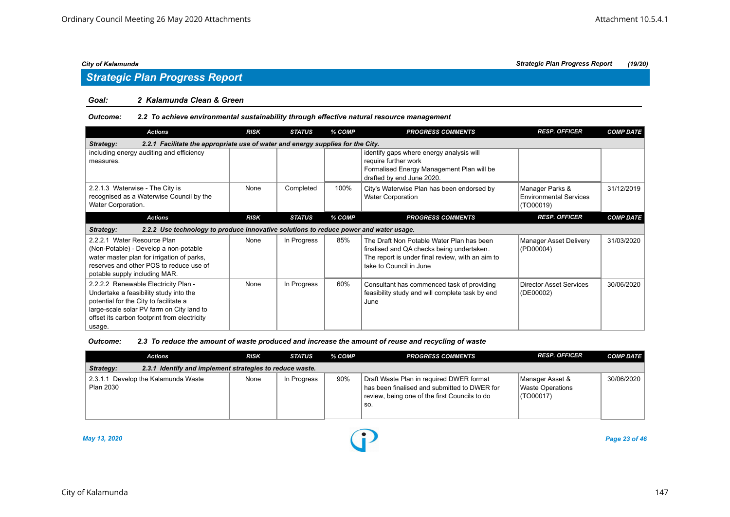## Strategic Plan Progress Report

**Goal:** *2 Kalamunda Clean & Green*

**Outcome:** *2.2 To achieve environmental sustainability through effective natural resource management*

| Actions | RISK | STATUS | % COMP | PROGRESS COMMENTS | RESP. OFFICER | COMP DATE |
|---|---|---|---|---|---|---|
| **Strategy: 2.2.1 Facilitate the appropriate use of water and energy supplies for the City.** | | | | | | |
| including energy auditing and efficiency measures. | | | | identify gaps where energy analysis will require further work Formalised Energy Management Plan will be drafted by end June 2020. | | |
| 2.2.1.3 Waterwise - The City is recognised as a Waterwise Council by the Water Corporation. | None | Completed | 100% | City's Waterwise Plan has been endorsed by Water Corporation | Manager Parks & Environmental Services (TO00019) | 31/12/2019 |

| Actions | RISK | STATUS | % COMP | PROGRESS COMMENTS | RESP. OFFICER | COMP DATE |
|---|---|---|---|---|---|---|
| **Strategy: 2.2.2 Use technology to produce innovative solutions to reduce power and water usage.** | | | | | | |
| 2.2.2.1 Water Resource Plan (Non-Potable) - Develop a non-potable water master plan for irrigation of parks, reserves and other POS to reduce use of potable supply including MAR. | None | In Progress | 85% | The Draft Non Potable Water Plan has been finalised and QA checks being undertaken. The report is under final review, with an aim to take to Council in June | Manager Asset Delivery (PD00004) | 31/03/2020 |
| 2.2.2.2 Renewable Electricity Plan - Undertake a feasibility study into the potential for the City to facilitate a large-scale solar PV farm on City land to offset its carbon footprint from electricity usage. | None | In Progress | 60% | Consultant has commenced task of providing feasibility study and will complete task by end June | Director Asset Services (DE00002) | 30/06/2020 |

**Outcome:** *2.3 To reduce the amount of waste produced and increase the amount of reuse and recycling of waste*

| Actions | RISK | STATUS | % COMP | PROGRESS COMMENTS | RESP. OFFICER | COMP DATE |
|---|---|---|---|---|---|---|
| **Strategy: 2.3.1 Identify and implement strategies to reduce waste.** | | | | | | |
| 2.3.1.1 Develop the Kalamunda Waste Plan 2030 | None | In Progress | 90% | Draft Waste Plan in required DWER format has been finalised and submitted to DWER for review, being one of the first Councils to do so. | Manager Asset & Waste Operations (TO00017) | 30/06/2020 |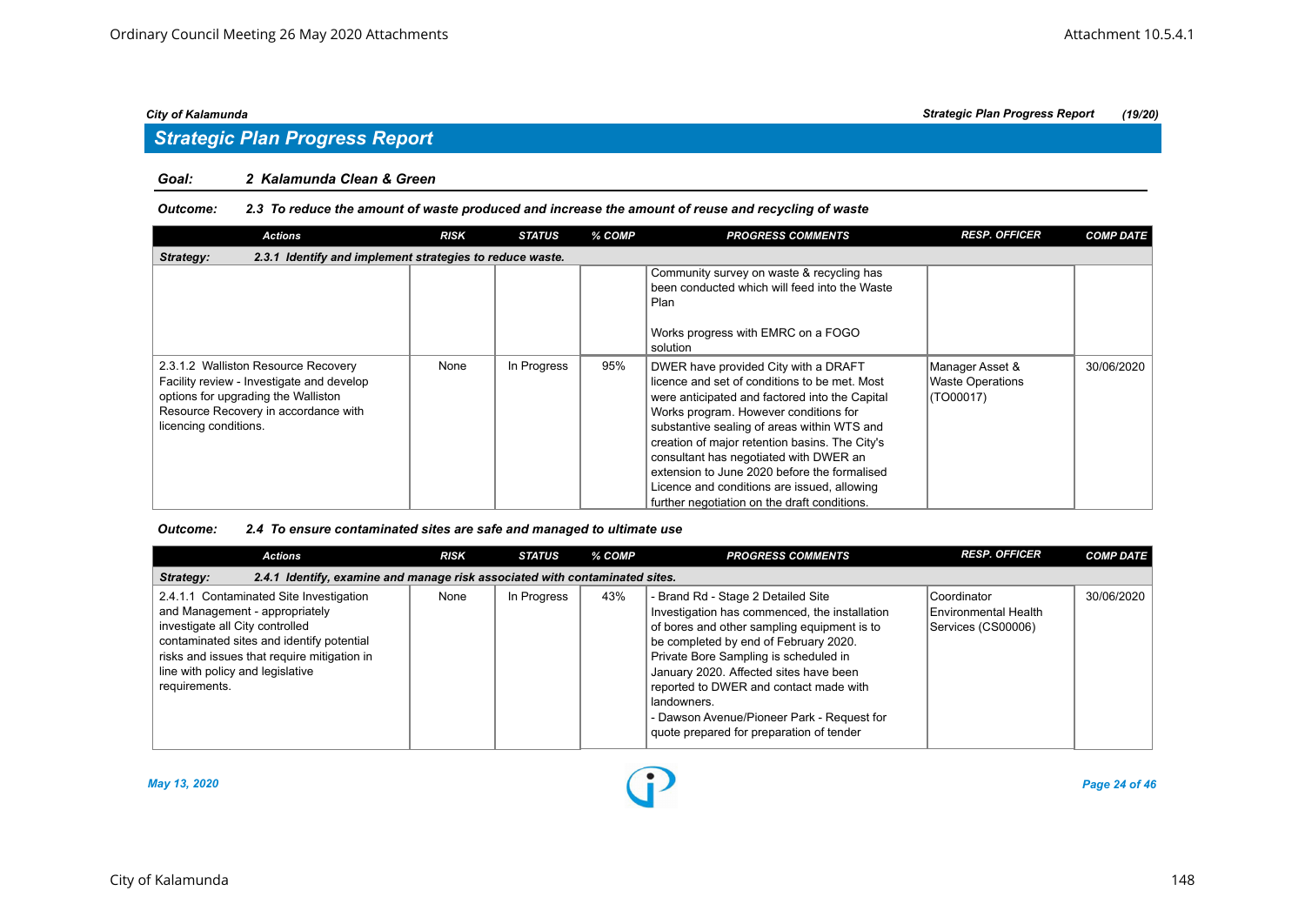## Strategic Plan Progress Report

**Goal: 2 Kalamunda Clean & Green**

***Outcome: 2.3 To reduce the amount of waste produced and increase the amount of reuse and recycling of waste***

| Actions | RISK | STATUS | % COMP | PROGRESS COMMENTS | RESP. OFFICER | COMP DATE |
|---|---|---|---|---|---|---|
| **Strategy: 2.3.1 Identify and implement strategies to reduce waste.** | | | | | | |
| | | | | Community survey on waste & recycling has been conducted which will feed into the Waste Plan<br><br>Works progress with EMRC on a FOGO solution | | |
| 2.3.1.2 Walliston Resource Recovery Facility review - Investigate and develop options for upgrading the Walliston Resource Recovery in accordance with licencing conditions. | None | In Progress | 95% | DWER have provided City with a DRAFT licence and set of conditions to be met. Most were anticipated and factored into the Capital Works program. However conditions for substantive sealing of areas within WTS and creation of major retention basins. The City's consultant has negotiated with DWER an extension to June 2020 before the formalised Licence and conditions are issued, allowing further negotiation on the draft conditions. | Manager Asset & Waste Operations (TO00017) | 30/06/2020 |

***Outcome: 2.4 To ensure contaminated sites are safe and managed to ultimate use***

| Actions | RISK | STATUS | % COMP | PROGRESS COMMENTS | RESP. OFFICER | COMP DATE |
|---|---|---|---|---|---|---|
| **Strategy: 2.4.1 Identify, examine and manage risk associated with contaminated sites.** | | | | | | |
| 2.4.1.1 Contaminated Site Investigation and Management - appropriately investigate all City controlled contaminated sites and identify potential risks and issues that require mitigation in line with policy and legislative requirements. | None | In Progress | 43% | - Brand Rd - Stage 2 Detailed Site Investigation has commenced, the installation of bores and other sampling equipment is to be completed by end of February 2020. Private Bore Sampling is scheduled in January 2020. Affected sites have been reported to DWER and contact made with landowners.<br>- Dawson Avenue/Pioneer Park - Request for quote prepared for preparation of tender | Coordinator Environmental Health Services (CS00006) | 30/06/2020 |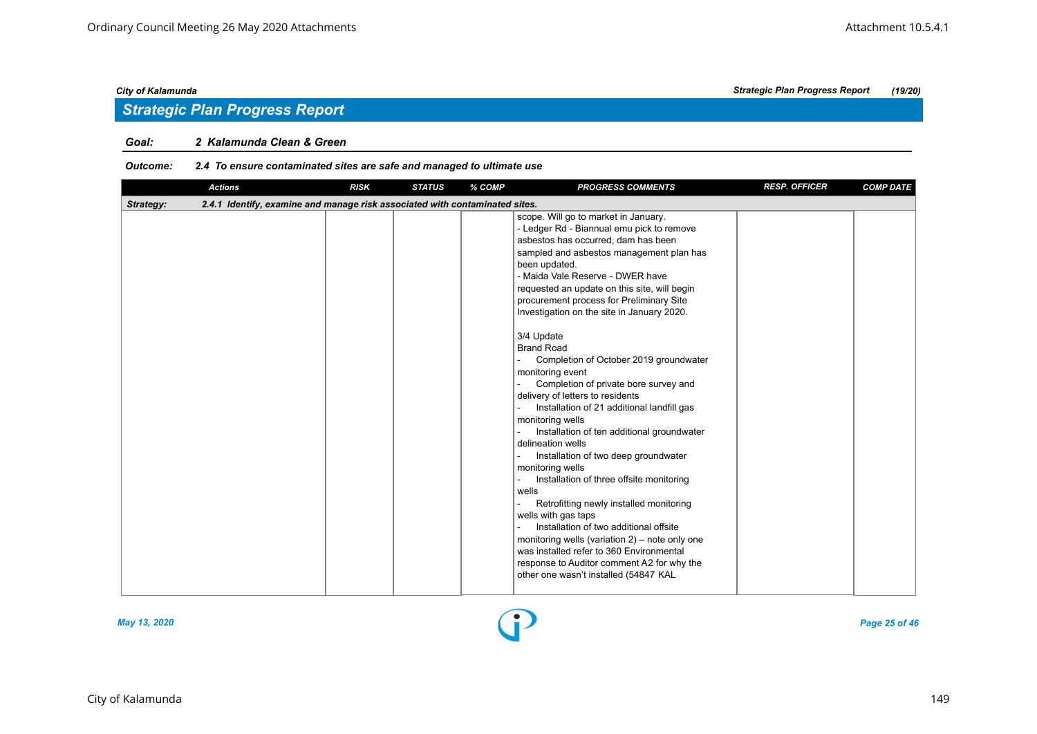## Strategic Plan Progress Report

**Goal:** 2 Kalamunda Clean & Green

**Outcome:** 2.4 To ensure contaminated sites are safe and managed to ultimate use

| Actions | RISK | STATUS | % COMP | PROGRESS COMMENTS | RESP. OFFICER | COMP DATE |
|---|---|---|---|---|---|---|
| **Strategy:** 2.4.1 Identify, examine and manage risk associated with contaminated sites. | | | | | | |
| | | | | scope. Will go to market in January.<br>- Ledger Rd - Biannual emu pick to remove asbestos has occurred, dam has been sampled and asbestos management plan has been updated.<br>- Maida Vale Reserve - DWER have requested an update on this site, will begin procurement process for Preliminary Site Investigation on the site in January 2020.<br><br>3/4 Update<br>Brand Road<br>- Completion of October 2019 groundwater monitoring event<br>- Completion of private bore survey and delivery of letters to residents<br>- Installation of 21 additional landfill gas monitoring wells<br>- Installation of ten additional groundwater delineation wells<br>- Installation of two deep groundwater monitoring wells<br>- Installation of three offsite monitoring wells<br>- Retrofitting newly installed monitoring wells with gas taps<br>- Installation of two additional offsite monitoring wells (variation 2) – note only one was installed refer to 360 Environmental response to Auditor comment A2 for why the other one wasn't installed (54847 KAL | | |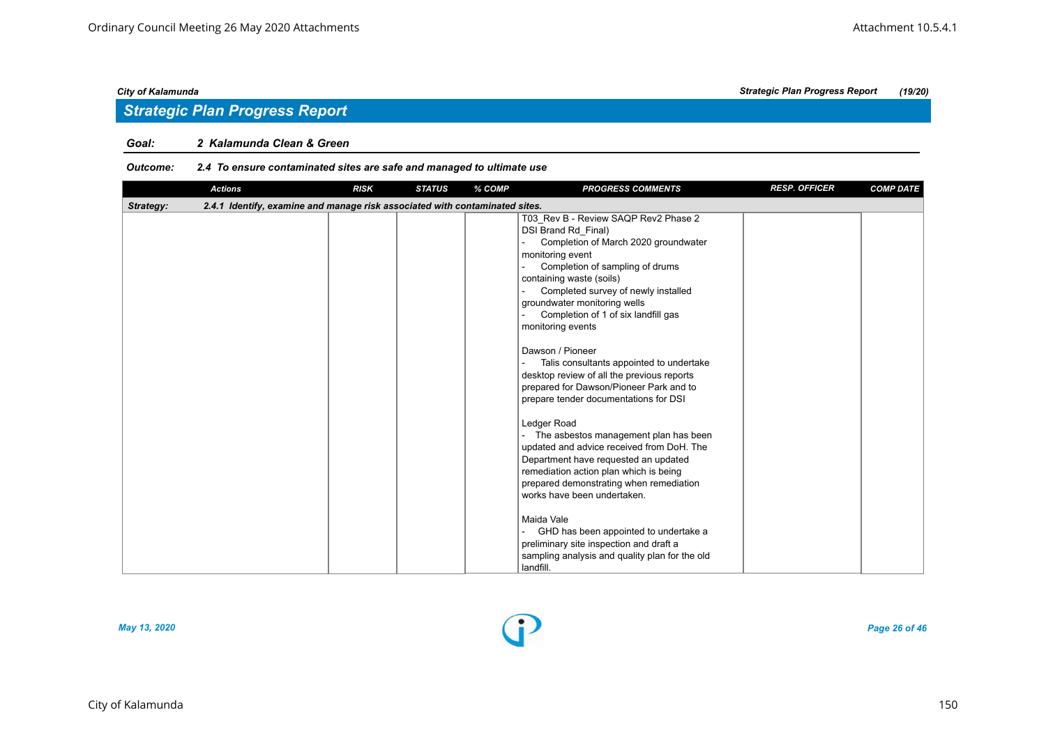## Strategic Plan Progress Report

**Goal:** 2 Kalamunda Clean & Green

**Outcome:** 2.4 To ensure contaminated sites are safe and managed to ultimate use

| Actions | RISK | STATUS | % COMP | PROGRESS COMMENTS | RESP. OFFICER | COMP DATE |
|---|---|---|---|---|---|---|
| **Strategy:** 2.4.1 Identify, examine and manage risk associated with contaminated sites. | | | | | | |
| | | | | T03_Rev B - Review SAQP Rev2 Phase 2 DSI Brand Rd_Final)<br>- Completion of March 2020 groundwater monitoring event<br>- Completion of sampling of drums containing waste (soils)<br>- Completed survey of newly installed groundwater monitoring wells<br>- Completion of 1 of six landfill gas monitoring events<br><br>Dawson / Pioneer<br>- Talis consultants appointed to undertake desktop review of all the previous reports prepared for Dawson/Pioneer Park and to prepare tender documentations for DSI<br><br>Ledger Road<br>- The asbestos management plan has been updated and advice received from DoH. The Department have requested an updated remediation action plan which is being prepared demonstrating when remediation works have been undertaken.<br><br>Maida Vale<br>- GHD has been appointed to undertake a preliminary site inspection and draft a sampling analysis and quality plan for the old landfill. | | |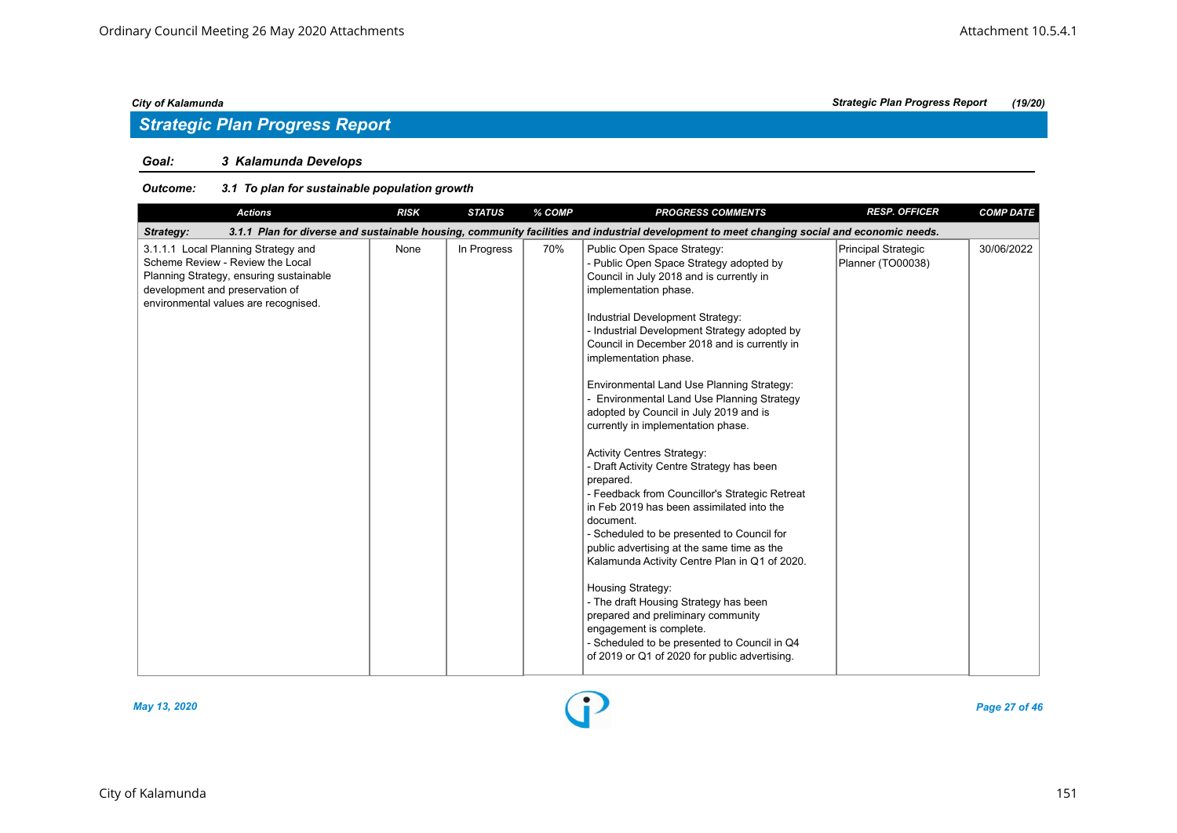## Strategic Plan Progress Report

**Goal:** *3 Kalamunda Develops*

**Outcome:** *3.1 To plan for sustainable population growth*

| Actions | RISK | STATUS | % COMP | PROGRESS COMMENTS | RESP. OFFICER | COMP DATE |
|---|---|---|---|---|---|---|
| **Strategy:** *3.1.1 Plan for diverse and sustainable housing, community facilities and industrial development to meet changing social and economic needs.* | | | | | | |
| 3.1.1.1 Local Planning Strategy and Scheme Review - Review the Local Planning Strategy, ensuring sustainable development and preservation of environmental values are recognised. | None | In Progress | 70% | Public Open Space Strategy:<br>- Public Open Space Strategy adopted by Council in July 2018 and is currently in implementation phase.<br><br>Industrial Development Strategy:<br>- Industrial Development Strategy adopted by Council in December 2018 and is currently in implementation phase.<br><br>Environmental Land Use Planning Strategy:<br>- Environmental Land Use Planning Strategy adopted by Council in July 2019 and is currently in implementation phase.<br><br>Activity Centres Strategy:<br>- Draft Activity Centre Strategy has been prepared.<br>- Feedback from Councillor's Strategic Retreat in Feb 2019 has been assimilated into the document.<br>- Scheduled to be presented to Council for public advertising at the same time as the Kalamunda Activity Centre Plan in Q1 of 2020.<br><br>Housing Strategy:<br>- The draft Housing Strategy has been prepared and preliminary community engagement is complete.<br>- Scheduled to be presented to Council in Q4 of 2019 or Q1 of 2020 for public advertising. | Principal Strategic Planner (TO00038) | 30/06/2022 |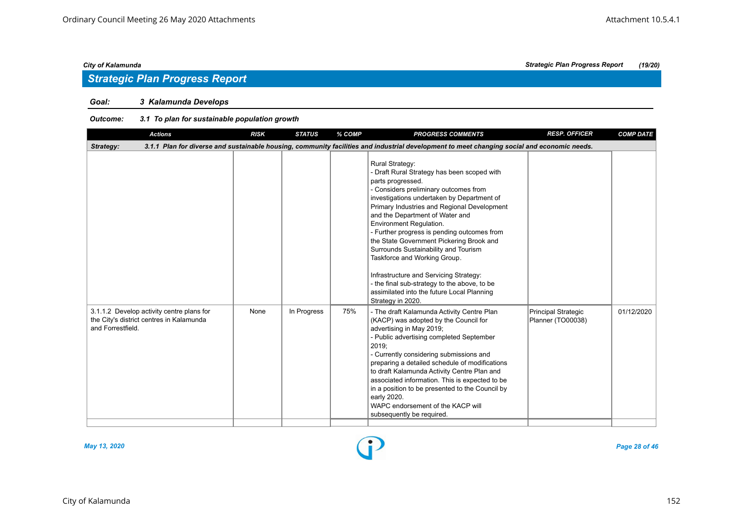## Strategic Plan Progress Report

**Goal:** 3 Kalamunda Develops

**Outcome:** 3.1 To plan for sustainable population growth

| Actions | RISK | STATUS | % COMP | PROGRESS COMMENTS | RESP. OFFICER | COMP DATE |
|---|---|---|---|---|---|---|
| **Strategy: 3.1.1 Plan for diverse and sustainable housing, community facilities and industrial development to meet changing social and economic needs.** | | | | | | |
| | | | | Rural Strategy:<br>- Draft Rural Strategy has been scoped with parts progressed.<br>- Considers preliminary outcomes from investigations undertaken by Department of Primary Industries and Regional Development and the Department of Water and Environment Regulation.<br>- Further progress is pending outcomes from the State Government Pickering Brook and Surrounds Sustainability and Tourism Taskforce and Working Group.<br><br>Infrastructure and Servicing Strategy:<br>- the final sub-strategy to the above, to be assimilated into the future Local Planning Strategy in 2020. | | |
| 3.1.1.2 Develop activity centre plans for the City's district centres in Kalamunda and Forrestfield. | None | In Progress | 75% | - The draft Kalamunda Activity Centre Plan (KACP) was adopted by the Council for advertising in May 2019;<br>- Public advertising completed September 2019;<br>- Currently considering submissions and preparing a detailed schedule of modifications to draft Kalamunda Activity Centre Plan and associated information. This is expected to be in a position to be presented to the Council by early 2020.<br>WAPC endorsement of the KACP will subsequently be required. | Principal Strategic Planner (TO00038) | 01/12/2020 |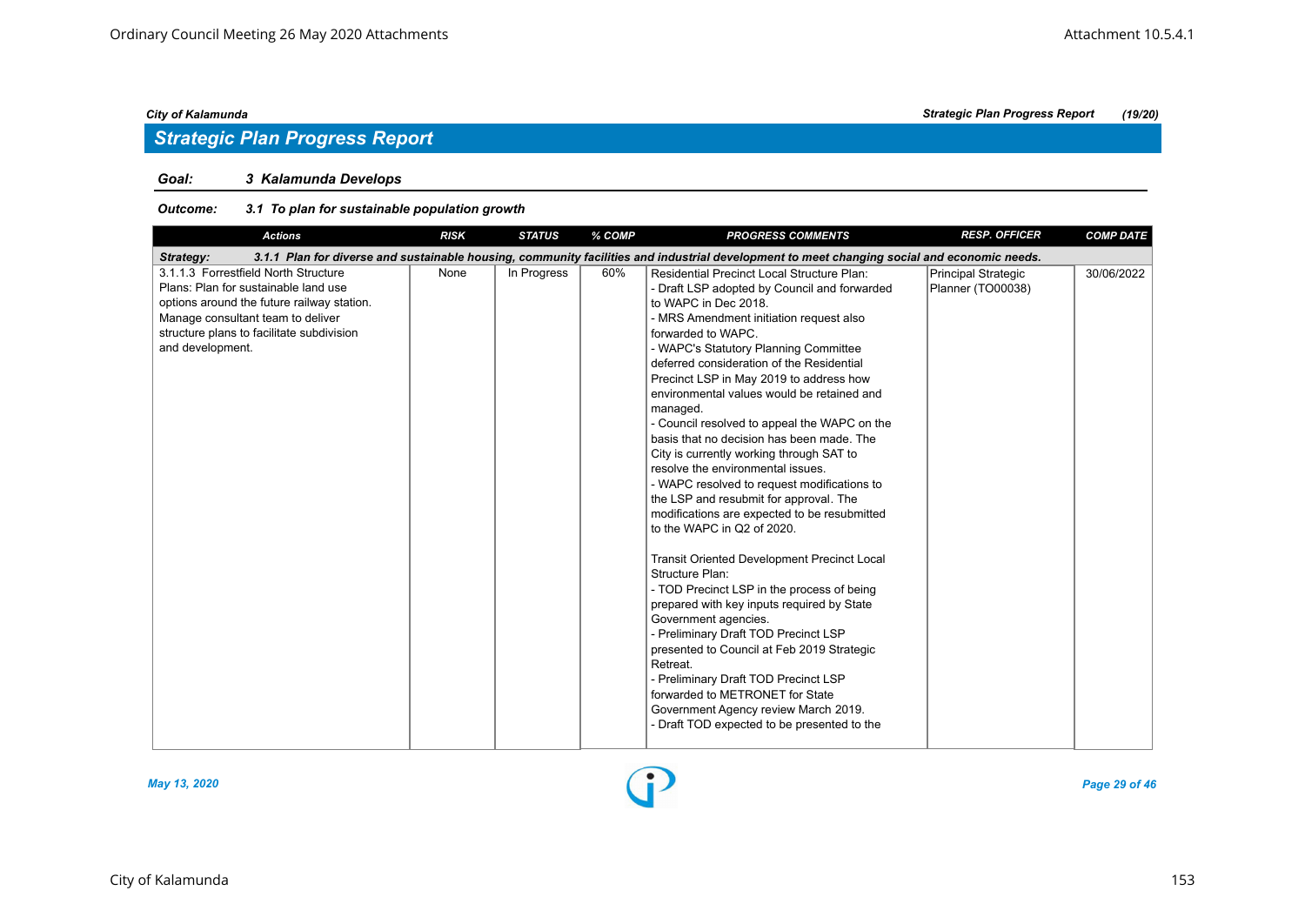## Strategic Plan Progress Report

### Goal: 3 Kalamunda Develops

#### Outcome: 3.1 To plan for sustainable population growth

| Actions | RISK | STATUS | % COMP | PROGRESS COMMENTS | RESP. OFFICER | COMP DATE |
|---|---|---|---|---|---|---|
| **Strategy: 3.1.1 Plan for diverse and sustainable housing, community facilities and industrial development to meet changing social and economic needs.** | | | | | | |
| 3.1.1.3 Forrestfield North Structure Plans: Plan for sustainable land use options around the future railway station. Manage consultant team to deliver structure plans to facilitate subdivision and development. | None | In Progress | 60% | Residential Precinct Local Structure Plan:<br>- Draft LSP adopted by Council and forwarded to WAPC in Dec 2018.<br>- MRS Amendment initiation request also forwarded to WAPC.<br>- WAPC's Statutory Planning Committee deferred consideration of the Residential Precinct LSP in May 2019 to address how environmental values would be retained and managed.<br>- Council resolved to appeal the WAPC on the basis that no decision has been made. The City is currently working through SAT to resolve the environmental issues.<br>- WAPC resolved to request modifications to the LSP and resubmit for approval. The modifications are expected to be resubmitted to the WAPC in Q2 of 2020.<br><br>Transit Oriented Development Precinct Local Structure Plan:<br>- TOD Precinct LSP in the process of being prepared with key inputs required by State Government agencies.<br>- Preliminary Draft TOD Precinct LSP presented to Council at Feb 2019 Strategic Retreat.<br>- Preliminary Draft TOD Precinct LSP forwarded to METRONET for State Government Agency review March 2019.<br>- Draft TOD expected to be presented to the | Principal Strategic Planner (TO00038) | 30/06/2022 |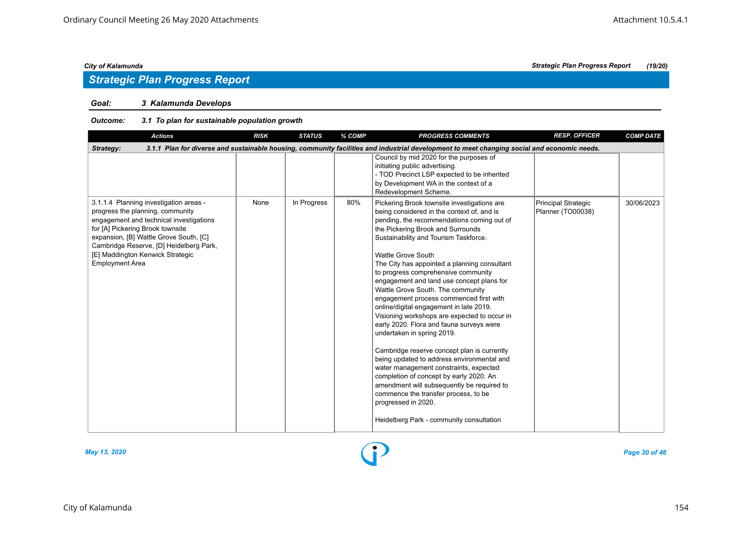## Strategic Plan Progress Report

**Goal:** 3 Kalamunda Develops

**Outcome:** 3.1 To plan for sustainable population growth

| Actions | RISK | STATUS | % COMP | PROGRESS COMMENTS | RESP. OFFICER | COMP DATE |
|---|---|---|---|---|---|---|
| **Strategy:** 3.1.1 Plan for diverse and sustainable housing, community facilities and industrial development to meet changing social and economic needs. | | | | | | |
| | | | | Council by mid 2020 for the purposes of initiating public advertising.<br>- TOD Precinct LSP expected to be inherited by Development WA in the context of a Redevelopment Scheme. | | |
| 3.1.1.4 Planning investigation areas - progress the planning, community engagement and technical investigations for [A] Pickering Brook townsite expansion, [B] Wattle Grove South, [C] Cambridge Reserve, [D] Heidelberg Park, [E] Maddington Kenwick Strategic Employment Area | None | In Progress | 80% | Pickering Brook townsite investigations are being considered in the context of, and is pending, the recommendations coming out of the Pickering Brook and Surrounds Sustainability and Tourism Taskforce.<br><br>Wattle Grove South<br>The City has appointed a planning consultant to progress comprehensive community engagement and land use concept plans for Wattle Grove South. The community engagement process commenced first with online/digital engagement in late 2019. Visioning workshops are expected to occur in early 2020. Flora and fauna surveys were undertaken in spring 2019.<br><br>Cambridge reserve concept plan is currently being updated to address environmental and water management constraints, expected completion of concept by early 2020. An amendment will subsequently be required to commence the transfer process, to be progressed in 2020.<br><br>Heidelberg Park - community consultation | Principal Strategic Planner (TO00038) | 30/06/2023 |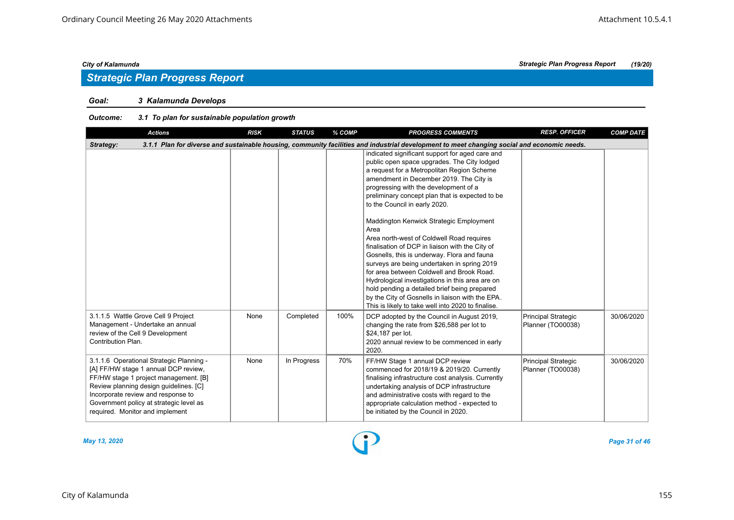## Strategic Plan Progress Report

**Goal:** 3 Kalamunda Develops

**Outcome:** 3.1 To plan for sustainable population growth

| Actions | RISK | STATUS | % COMP | PROGRESS COMMENTS | RESP. OFFICER | COMP DATE |
|---|---|---|---|---|---|---|
| **Strategy:** 3.1.1 Plan for diverse and sustainable housing, community facilities and industrial development to meet changing social and economic needs. | | | | | | |
| | | | | indicated significant support for aged care and public open space upgrades. The City lodged a request for a Metropolitan Region Scheme amendment in December 2019. The City is progressing with the development of a preliminary concept plan that is expected to be to the Council in early 2020.<br><br>Maddington Kenwick Strategic Employment Area<br>Area north-west of Coldwell Road requires finalisation of DCP in liaison with the City of Gosnells, this is underway. Flora and fauna surveys are being undertaken in spring 2019 for area between Coldwell and Brook Road. Hydrological investigations in this area are on hold pending a detailed brief being prepared by the City of Gosnells in liaison with the EPA. This is likely to take well into 2020 to finalise. | | |
| 3.1.1.5 Wattle Grove Cell 9 Project Management - Undertake an annual review of the Cell 9 Development Contribution Plan. | None | Completed | 100% | DCP adopted by the Council in August 2019, changing the rate from $26,588 per lot to $24,187 per lot.<br>2020 annual review to be commenced in early 2020. | Principal Strategic Planner (TO00038) | 30/06/2020 |
| 3.1.1.6 Operational Strategic Planning - [A] FF/HW stage 1 annual DCP review, FF/HW stage 1 project management. [B] Review planning design guidelines. [C] Incorporate review and response to Government policy at strategic level as required. Monitor and implement | None | In Progress | 70% | FF/HW Stage 1 annual DCP review commenced for 2018/19 & 2019/20. Currently finalising infrastructure cost analysis. Currently undertaking analysis of DCP infrastructure and administrative costs with regard to the appropriate calculation method - expected to be initiated by the Council in 2020. | Principal Strategic Planner (TO00038) | 30/06/2020 |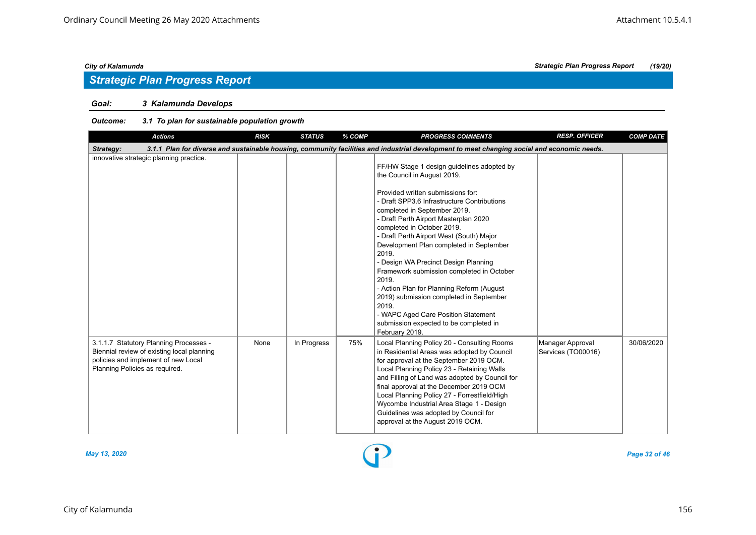## Strategic Plan Progress Report

**Goal:** *3 Kalamunda Develops*

**Outcome:** *3.1 To plan for sustainable population growth*

| Actions | RISK | STATUS | % COMP | PROGRESS COMMENTS | RESP. OFFICER | COMP DATE |
|---|---|---|---|---|---|---|
| ***Strategy:*** ***3.1.1 Plan for diverse and sustainable housing, community facilities and industrial development to meet changing social and economic needs.*** | | | | | | |
| innovative strategic planning practice. | | | | FF/HW Stage 1 design guidelines adopted by the Council in August 2019.<br><br>Provided written submissions for:<br>- Draft SPP3.6 Infrastructure Contributions completed in September 2019.<br>- Draft Perth Airport Masterplan 2020 completed in October 2019.<br>- Draft Perth Airport West (South) Major Development Plan completed in September 2019.<br>- Design WA Precinct Design Planning Framework submission completed in October 2019.<br>- Action Plan for Planning Reform (August 2019) submission completed in September 2019.<br>- WAPC Aged Care Position Statement submission expected to be completed in February 2019. | | |
| 3.1.1.7 Statutory Planning Processes - Biennial review of existing local planning policies and implement of new Local Planning Policies as required. | None | In Progress | 75% | Local Planning Policy 20 - Consulting Rooms in Residential Areas was adopted by Council for approval at the September 2019 OCM.<br>Local Planning Policy 23 - Retaining Walls and Filling of Land was adopted by Council for final approval at the December 2019 OCM<br>Local Planning Policy 27 - Forrestfield/High Wycombe Industrial Area Stage 1 - Design Guidelines was adopted by Council for approval at the August 2019 OCM. | Manager Approval Services (TO00016) | 30/06/2020 |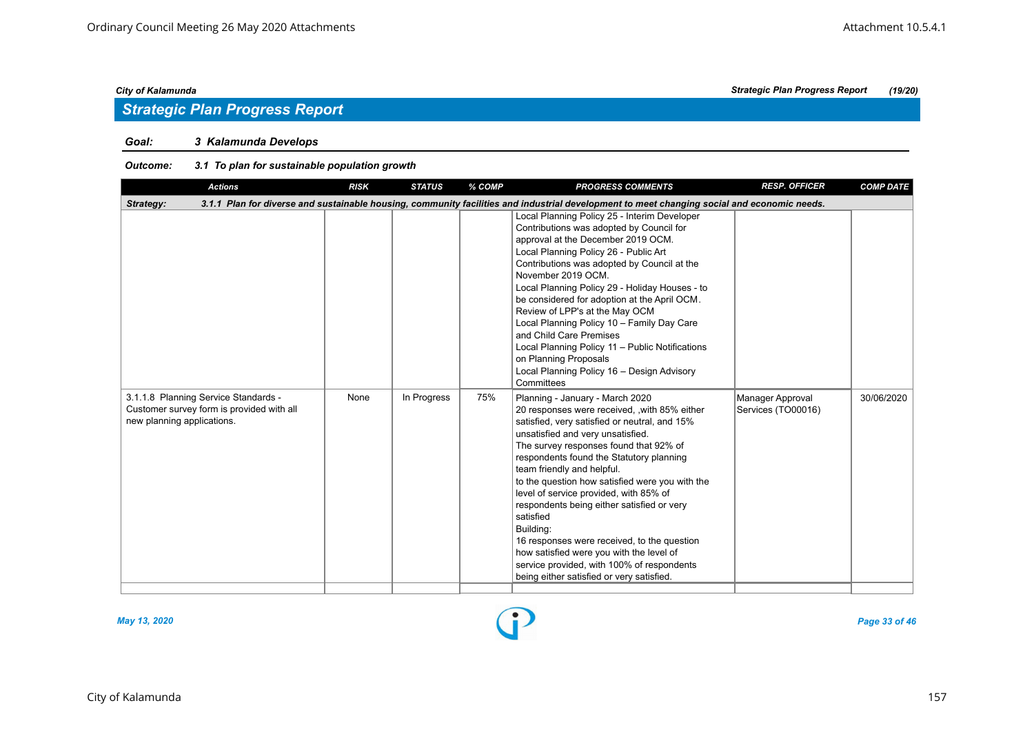## Strategic Plan Progress Report

**Goal:** 3 Kalamunda Develops

**Outcome:** 3.1 To plan for sustainable population growth

| Actions | RISK | STATUS | % COMP | PROGRESS COMMENTS | RESP. OFFICER | COMP DATE |
|---|---|---|---|---|---|---|
| **Strategy:** 3.1.1 Plan for diverse and sustainable housing, community facilities and industrial development to meet changing social and economic needs. | | | | | | |
| | | | | Local Planning Policy 25 - Interim Developer Contributions was adopted by Council for approval at the December 2019 OCM.<br>Local Planning Policy 26 - Public Art Contributions was adopted by Council at the November 2019 OCM.<br>Local Planning Policy 29 - Holiday Houses - to be considered for adoption at the April OCM.<br>Review of LPP's at the May OCM<br>Local Planning Policy 10 – Family Day Care and Child Care Premises<br>Local Planning Policy 11 – Public Notifications on Planning Proposals<br>Local Planning Policy 16 – Design Advisory Committees | | |
| 3.1.1.8 Planning Service Standards - Customer survey form is provided with all new planning applications. | None | In Progress | 75% | Planning - January - March 2020<br>20 responses were received, ,with 85% either satisfied, very satisfied or neutral, and 15% unsatisfied and very unsatisfied.<br>The survey responses found that 92% of respondents found the Statutory planning team friendly and helpful.<br>to the question how satisfied were you with the level of service provided, with 85% of respondents being either satisfied or very satisfied<br>Building:<br>16 responses were received, to the question how satisfied were you with the level of service provided, with 100% of respondents being either satisfied or very satisfied. | Manager Approval Services (TO00016) | 30/06/2020 |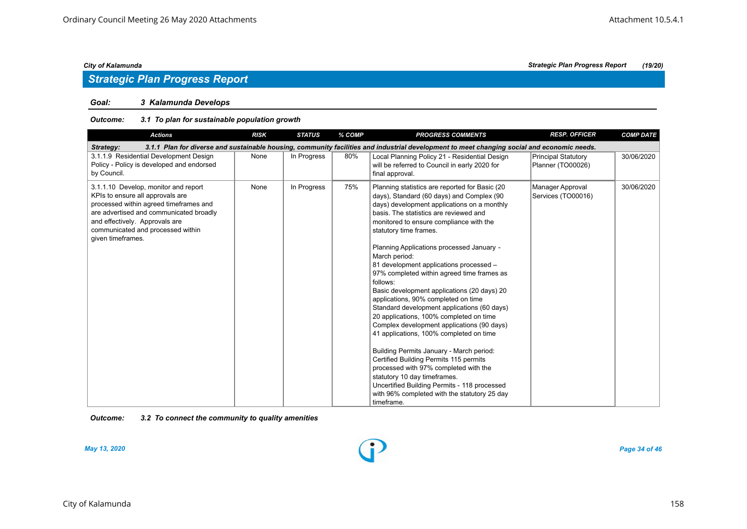## Strategic Plan Progress Report

**Goal: 3 Kalamunda Develops**

***Outcome: 3.1 To plan for sustainable population growth***

| Actions | RISK | STATUS | % COMP | PROGRESS COMMENTS | RESP. OFFICER | COMP DATE |
|---|---|---|---|---|---|---|
| ***Strategy: 3.1.1 Plan for diverse and sustainable housing, community facilities and industrial development to meet changing social and economic needs.*** | | | | | | |
| 3.1.1.9 Residential Development Design Policy - Policy is developed and endorsed by Council. | None | In Progress | 80% | Local Planning Policy 21 - Residential Design will be referred to Council in early 2020 for final approval. | Principal Statutory Planner (TO00026) | 30/06/2020 |
| 3.1.1.10 Develop, monitor and report KPIs to ensure all approvals are processed within agreed timeframes and are advertised and communicated broadly and effectively. Approvals are communicated and processed within given timeframes. | None | In Progress | 75% | Planning statistics are reported for Basic (20 days), Standard (60 days) and Complex (90 days) development applications on a monthly basis. The statistics are reviewed and monitored to ensure compliance with the statutory time frames.<br><br>Planning Applications processed January - March period:<br>81 development applications processed – 97% completed within agreed time frames as follows:<br>Basic development applications (20 days) 20 applications, 90% completed on time<br>Standard development applications (60 days) 20 applications, 100% completed on time<br>Complex development applications (90 days) 41 applications, 100% completed on time<br><br>Building Permits January - March period:<br>Certified Building Permits 115 permits processed with 97% completed with the statutory 10 day timeframes.<br>Uncertified Building Permits - 118 processed with 96% completed with the statutory 25 day timeframe. | Manager Approval Services (TO00016) | 30/06/2020 |

***Outcome: 3.2 To connect the community to quality amenities***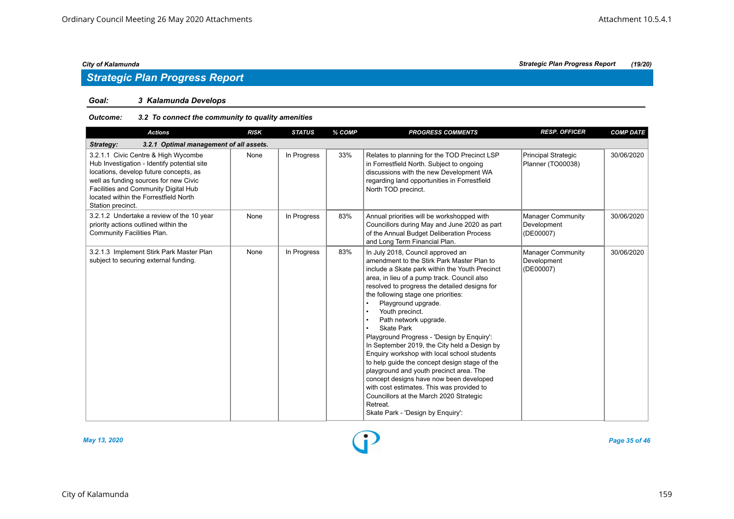## Strategic Plan Progress Report

**Goal:** *3 Kalamunda Develops*

**Outcome:** *3.2 To connect the community to quality amenities*

| Actions | RISK | STATUS | % COMP | PROGRESS COMMENTS | RESP. OFFICER | COMP DATE |
|---|---|---|---|---|---|---|
| **Strategy: 3.2.1 Optimal management of all assets.** | | | | | | |
| 3.2.1.1 Civic Centre & High Wycombe Hub Investigation - Identify potential site locations, develop future concepts, as well as funding sources for new Civic Facilities and Community Digital Hub located within the Forrestfield North Station precinct. | None | In Progress | 33% | Relates to planning for the TOD Precinct LSP in Forrestfield North. Subject to ongoing discussions with the new Development WA regarding land opportunities in Forrestfield North TOD precinct. | Principal Strategic Planner (TO00038) | 30/06/2020 |
| 3.2.1.2 Undertake a review of the 10 year priority actions outlined within the Community Facilities Plan. | None | In Progress | 83% | Annual priorities will be workshopped with Councillors during May and June 2020 as part of the Annual Budget Deliberation Process and Long Term Financial Plan. | Manager Community Development (DE00007) | 30/06/2020 |
| 3.2.1.3 Implement Stirk Park Master Plan subject to securing external funding. | None | In Progress | 83% | In July 2018, Council approved an amendment to the Stirk Park Master Plan to include a Skate park within the Youth Precinct area, in lieu of a pump track. Council also resolved to progress the detailed designs for the following stage one priorities:<br>• Playground upgrade.<br>• Youth precinct.<br>• Path network upgrade.<br>• Skate Park<br>Playground Progress - 'Design by Enquiry':<br>In September 2019, the City held a Design by Enquiry workshop with local school students to help guide the concept design stage of the playground and youth precinct area. The concept designs have now been developed with cost estimates. This was provided to Councillors at the March 2020 Strategic Retreat.<br>Skate Park - 'Design by Enquiry': | Manager Community Development (DE00007) | 30/06/2020 |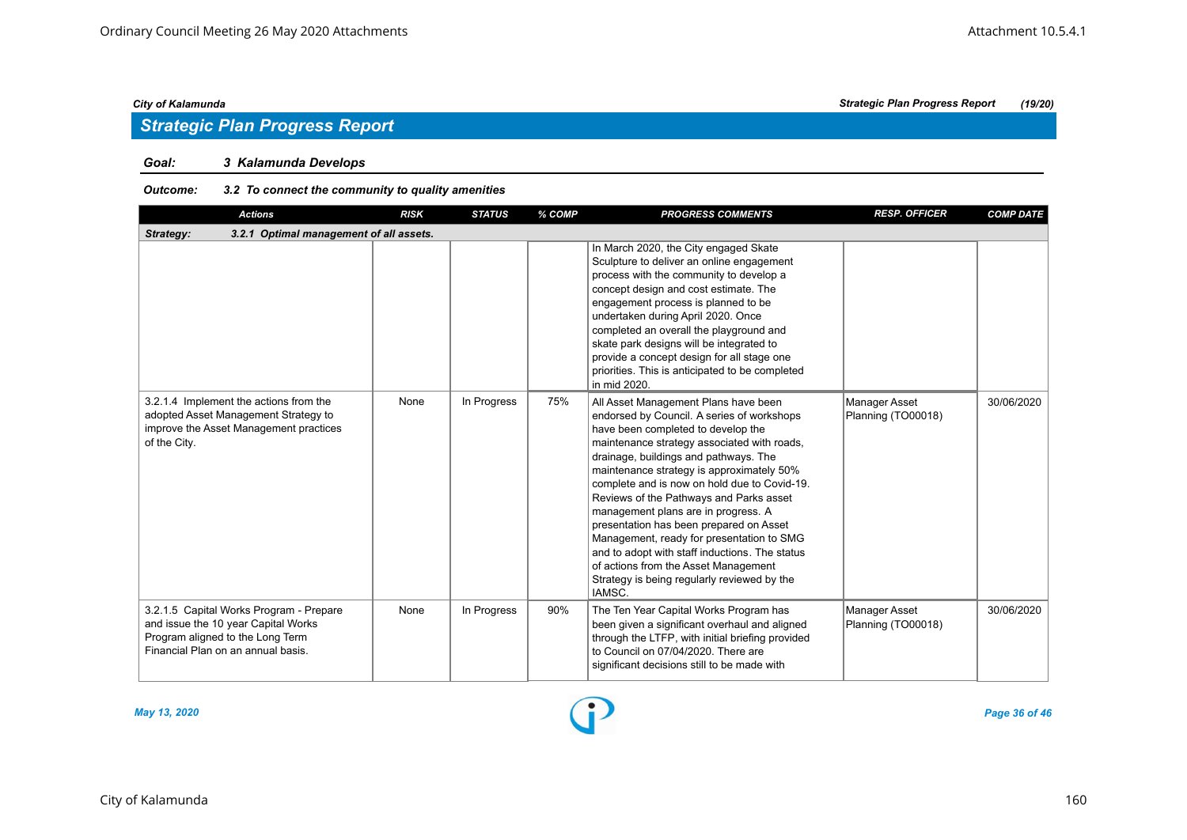## Strategic Plan Progress Report

**Goal:** *3 Kalamunda Develops*

**Outcome:** *3.2 To connect the community to quality amenities*

| Actions | RISK | STATUS | % COMP | PROGRESS COMMENTS | RESP. OFFICER | COMP DATE |
|---|---|---|---|---|---|---|
| ***Strategy: 3.2.1 Optimal management of all assets.*** | | | | | | |
| | | | | In March 2020, the City engaged Skate Sculpture to deliver an online engagement process with the community to develop a concept design and cost estimate. The engagement process is planned to be undertaken during April 2020. Once completed an overall the playground and skate park designs will be integrated to provide a concept design for all stage one priorities. This is anticipated to be completed in mid 2020. | | |
| 3.2.1.4 Implement the actions from the adopted Asset Management Strategy to improve the Asset Management practices of the City. | None | In Progress | 75% | All Asset Management Plans have been endorsed by Council. A series of workshops have been completed to develop the maintenance strategy associated with roads, drainage, buildings and pathways. The maintenance strategy is approximately 50% complete and is now on hold due to Covid-19. Reviews of the Pathways and Parks asset management plans are in progress. A presentation has been prepared on Asset Management, ready for presentation to SMG and to adopt with staff inductions. The status of actions from the Asset Management Strategy is being regularly reviewed by the IAMSC. | Manager Asset Planning (TO00018) | 30/06/2020 |
| 3.2.1.5 Capital Works Program - Prepare and issue the 10 year Capital Works Program aligned to the Long Term Financial Plan on an annual basis. | None | In Progress | 90% | The Ten Year Capital Works Program has been given a significant overhaul and aligned through the LTFP, with initial briefing provided to Council on 07/04/2020. There are significant decisions still to be made with | Manager Asset Planning (TO00018) | 30/06/2020 |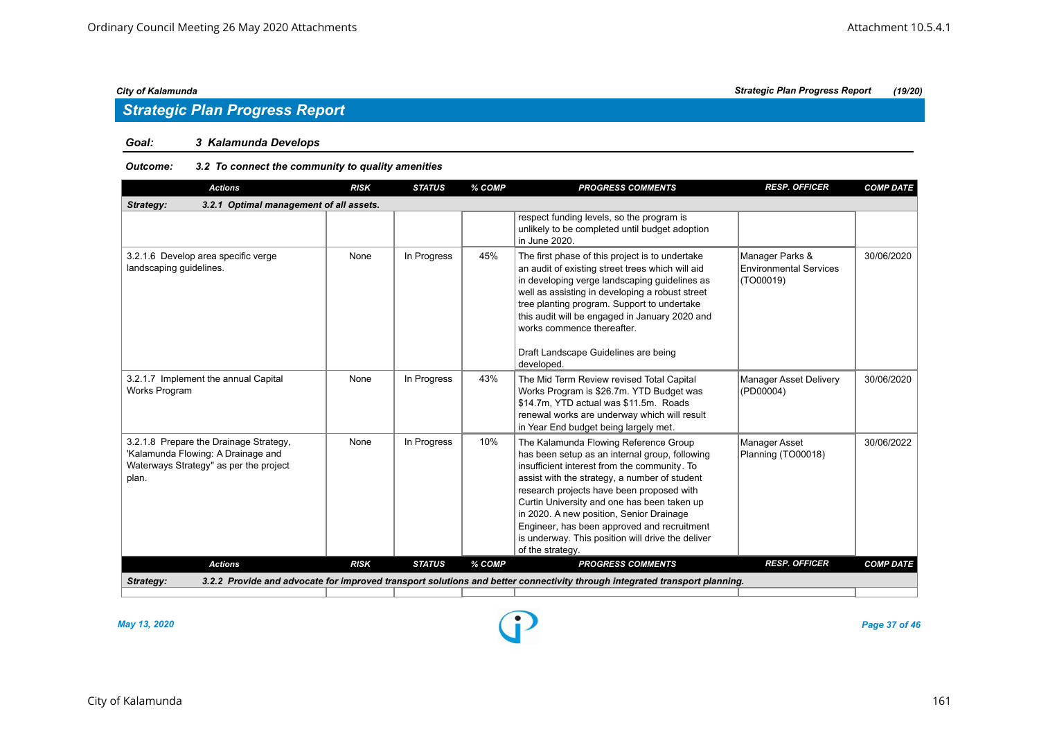## Strategic Plan Progress Report

**Goal:** ***3 Kalamunda Develops***

**Outcome:** ***3.2 To connect the community to quality amenities***

| Actions | RISK | STATUS | % COMP | PROGRESS COMMENTS | RESP. OFFICER | COMP DATE |
|---|---|---|---|---|---|---|
| **Strategy: 3.2.1 Optimal management of all assets.** | | | | | | |
| | | | | respect funding levels, so the program is unlikely to be completed until budget adoption in June 2020. | | |
| 3.2.1.6 Develop area specific verge landscaping guidelines. | None | In Progress | 45% | The first phase of this project is to undertake an audit of existing street trees which will aid in developing verge landscaping guidelines as well as assisting in developing a robust street tree planting program. Support to undertake this audit will be engaged in January 2020 and works commence thereafter.<br><br>Draft Landscape Guidelines are being developed. | Manager Parks & Environmental Services (TO00019) | 30/06/2020 |
| 3.2.1.7 Implement the annual Capital Works Program | None | In Progress | 43% | The Mid Term Review revised Total Capital Works Program is $26.7m. YTD Budget was $14.7m, YTD actual was $11.5m. Roads renewal works are underway which will result in Year End budget being largely met. | Manager Asset Delivery (PD00004) | 30/06/2020 |
| 3.2.1.8 Prepare the Drainage Strategy, 'Kalamunda Flowing: A Drainage and Waterways Strategy" as per the project plan. | None | In Progress | 10% | The Kalamunda Flowing Reference Group has been setup as an internal group, following insufficient interest from the community. To assist with the strategy, a number of student research projects have been proposed with Curtin University and one has been taken up in 2020. A new position, Senior Drainage Engineer, has been approved and recruitment is underway. This position will drive the deliver of the strategy. | Manager Asset Planning (TO00018) | 30/06/2022 |
| **Strategy: 3.2.2 Provide and advocate for improved transport solutions and better connectivity through integrated transport planning.** | | | | | | |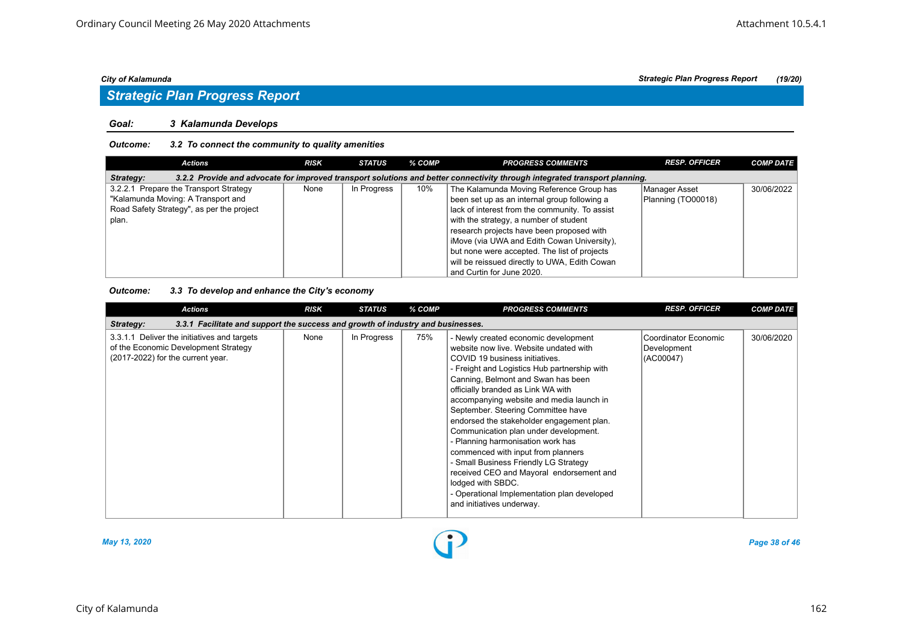## Strategic Plan Progress Report

### Goal: 3 Kalamunda Develops

#### Outcome: 3.2 To connect the community to quality amenities

| Actions | RISK | STATUS | % COMP | PROGRESS COMMENTS | RESP. OFFICER | COMP DATE |
|---|---|---|---|---|---|---|
| **Strategy:** 3.2.2 Provide and advocate for improved transport solutions and better connectivity through integrated transport planning. | | | | | | |
| 3.2.2.1 Prepare the Transport Strategy "Kalamunda Moving: A Transport and Road Safety Strategy", as per the project plan. | None | In Progress | 10% | The Kalamunda Moving Reference Group has been set up as an internal group following a lack of interest from the community. To assist with the strategy, a number of student research projects have been proposed with iMove (via UWA and Edith Cowan University), but none were accepted. The list of projects will be reissued directly to UWA, Edith Cowan and Curtin for June 2020. | Manager Asset Planning (TO00018) | 30/06/2022 |

#### Outcome: 3.3 To develop and enhance the City's economy

| Actions | RISK | STATUS | % COMP | PROGRESS COMMENTS | RESP. OFFICER | COMP DATE |
|---|---|---|---|---|---|---|
| **Strategy:** 3.3.1 Facilitate and support the success and growth of industry and businesses. | | | | | | |
| 3.3.1.1 Deliver the initiatives and targets of the Economic Development Strategy (2017-2022) for the current year. | None | In Progress | 75% | - Newly created economic development website now live. Website undated with COVID 19 business initiatives.<br>- Freight and Logistics Hub partnership with Canning, Belmont and Swan has been officially branded as Link WA with accompanying website and media launch in September. Steering Committee have endorsed the stakeholder engagement plan. Communication plan under development.<br>- Planning harmonisation work has commenced with input from planners<br>- Small Business Friendly LG Strategy received CEO and Mayoral endorsement and lodged with SBDC.<br>- Operational Implementation plan developed and initiatives underway. | Coordinator Economic Development (AC00047) | 30/06/2020 |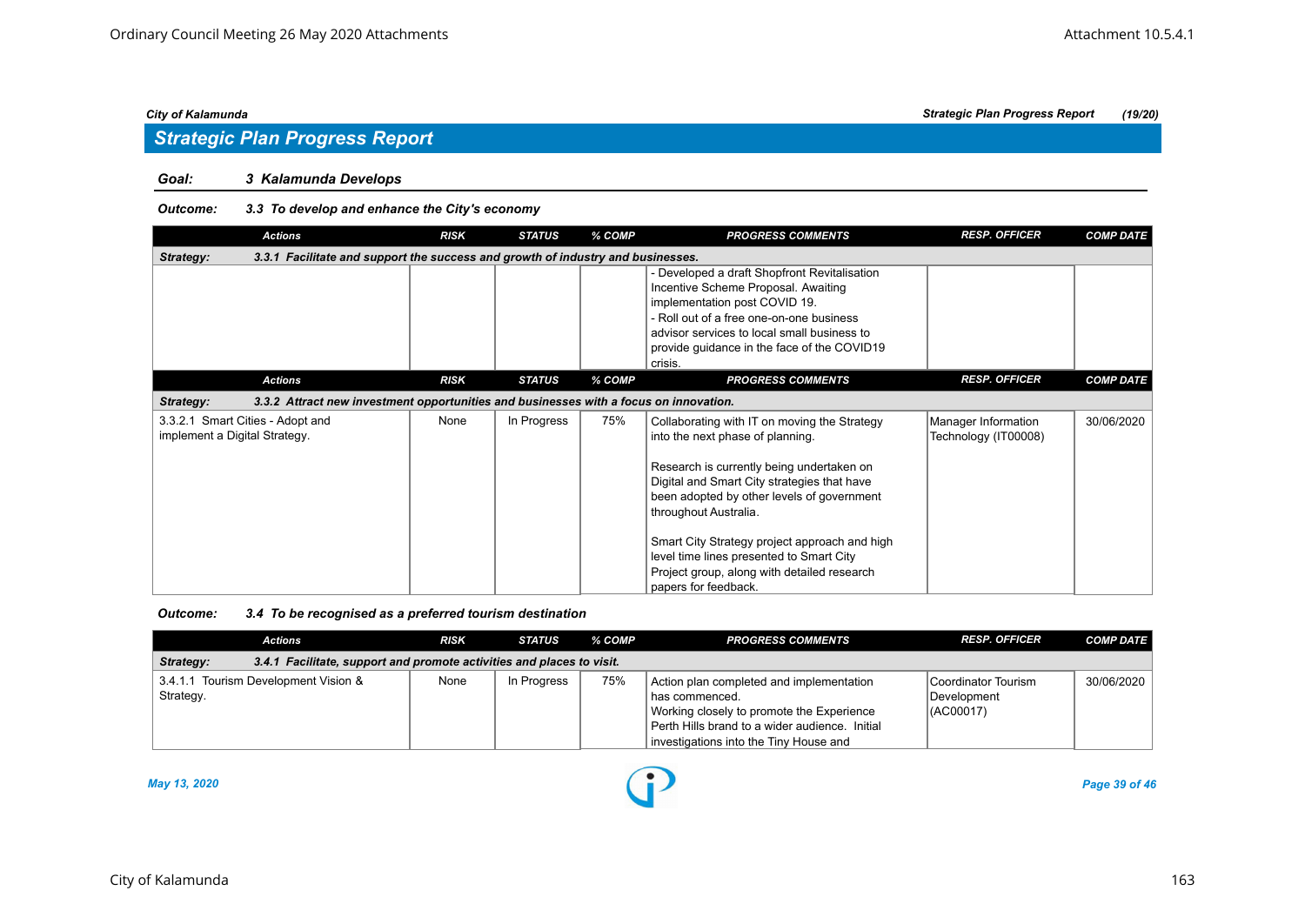## Strategic Plan Progress Report

**Goal: 3 Kalamunda Develops**

***Outcome: 3.3 To develop and enhance the City's economy***

| Actions | RISK | STATUS | % COMP | PROGRESS COMMENTS | RESP. OFFICER | COMP DATE |
|---|---|---|---|---|---|---|
| ***Strategy: 3.3.1 Facilitate and support the success and growth of industry and businesses.*** | | | | | | |
| | | | | - Developed a draft Shopfront Revitalisation Incentive Scheme Proposal. Awaiting implementation post COVID 19.<br>- Roll out of a free one-on-one business advisor services to local small business to provide guidance in the face of the COVID19 crisis. | | |

| Actions | RISK | STATUS | % COMP | PROGRESS COMMENTS | RESP. OFFICER | COMP DATE |
|---|---|---|---|---|---|---|
| ***Strategy: 3.3.2 Attract new investment opportunities and businesses with a focus on innovation.*** | | | | | | |
| 3.3.2.1 Smart Cities - Adopt and implement a Digital Strategy. | None | In Progress | 75% | Collaborating with IT on moving the Strategy into the next phase of planning.<br><br>Research is currently being undertaken on Digital and Smart City strategies that have been adopted by other levels of government throughout Australia.<br><br>Smart City Strategy project approach and high level time lines presented to Smart City Project group, along with detailed research papers for feedback. | Manager Information Technology (IT00008) | 30/06/2020 |

***Outcome: 3.4 To be recognised as a preferred tourism destination***

| Actions | RISK | STATUS | % COMP | PROGRESS COMMENTS | RESP. OFFICER | COMP DATE |
|---|---|---|---|---|---|---|
| ***Strategy: 3.4.1 Facilitate, support and promote activities and places to visit.*** | | | | | | |
| 3.4.1.1 Tourism Development Vision & Strategy. | None | In Progress | 75% | Action plan completed and implementation has commenced.<br>Working closely to promote the Experience Perth Hills brand to a wider audience. Initial investigations into the Tiny House and | Coordinator Tourism Development (AC00017) | 30/06/2020 |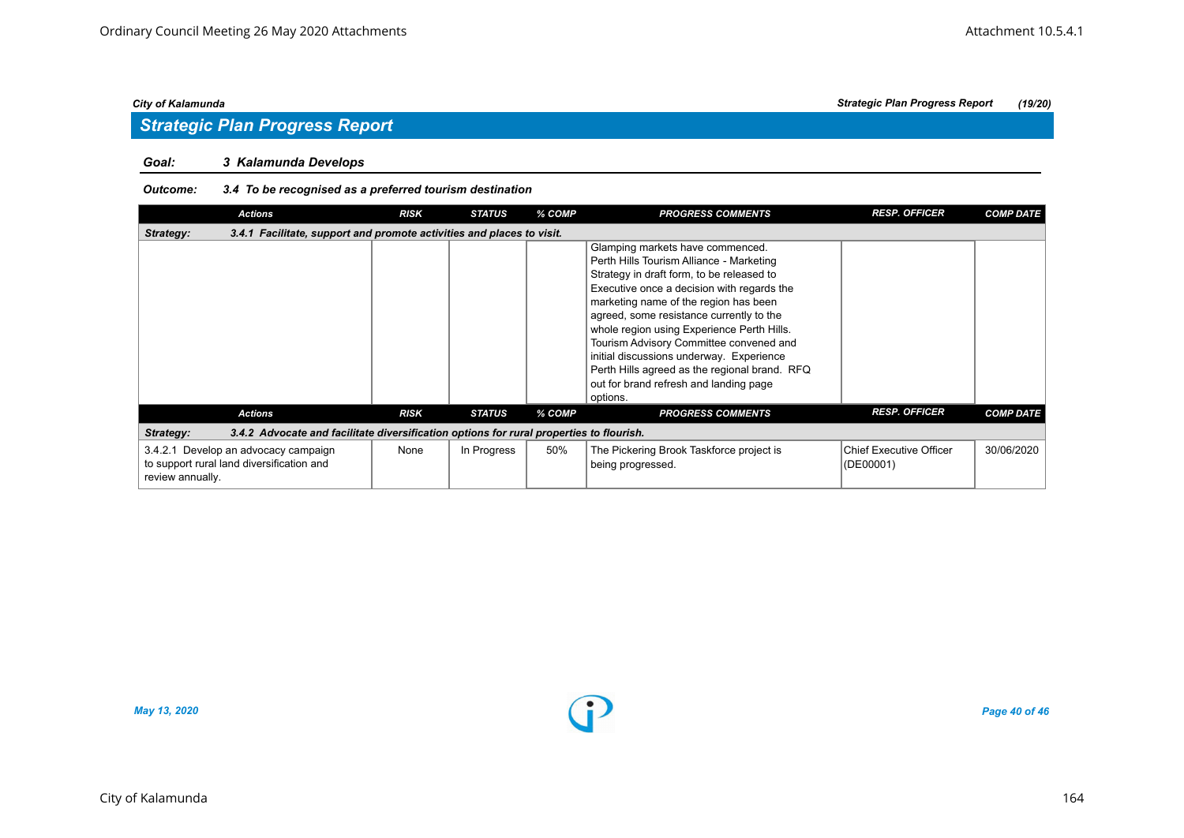## Strategic Plan Progress Report

***Goal:*** ***3 Kalamunda Develops***

***Outcome:*** ***3.4 To be recognised as a preferred tourism destination***

| Actions | RISK | STATUS | % COMP | PROGRESS COMMENTS | RESP. OFFICER | COMP DATE |
|---|---|---|---|---|---|---|
| ***Strategy:*** ***3.4.1 Facilitate, support and promote activities and places to visit.*** | | | | | | |
| | | | | Glamping markets have commenced. Perth Hills Tourism Alliance - Marketing Strategy in draft form, to be released to Executive once a decision with regards the marketing name of the region has been agreed, some resistance currently to the whole region using Experience Perth Hills. Tourism Advisory Committee convened and initial discussions underway. Experience Perth Hills agreed as the regional brand. RFQ out for brand refresh and landing page options. | | |

| Actions | RISK | STATUS | % COMP | PROGRESS COMMENTS | RESP. OFFICER | COMP DATE |
|---|---|---|---|---|---|---|
| ***Strategy:*** ***3.4.2 Advocate and facilitate diversification options for rural properties to flourish.*** | | | | | | |
| 3.4.2.1 Develop an advocacy campaign to support rural land diversification and review annually. | None | In Progress | 50% | The Pickering Brook Taskforce project is being progressed. | Chief Executive Officer (DE00001) | 30/06/2020 |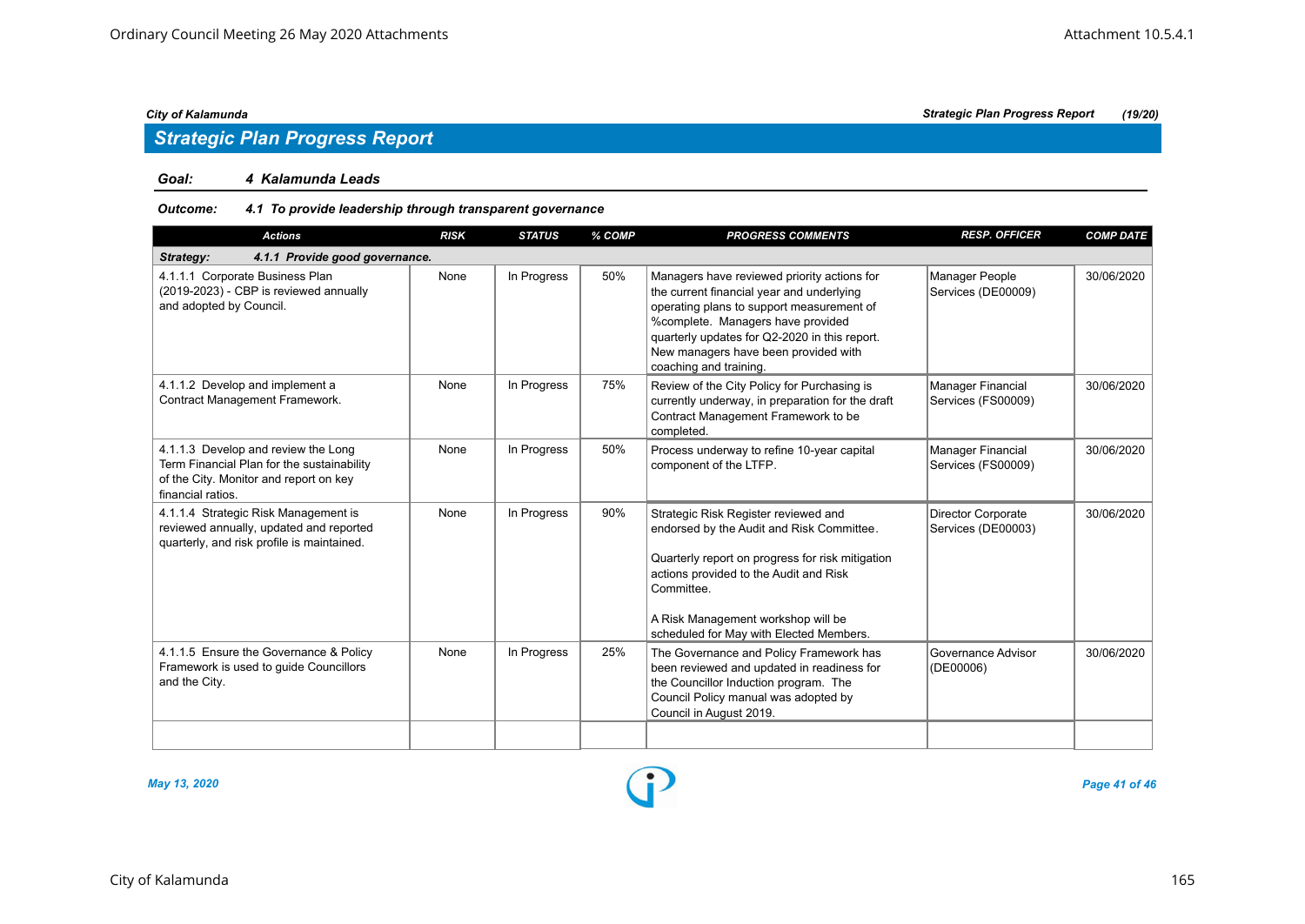## Strategic Plan Progress Report

**Goal:** *4 Kalamunda Leads*

**Outcome:** *4.1 To provide leadership through transparent governance*

| Actions | RISK | STATUS | % COMP | PROGRESS COMMENTS | RESP. OFFICER | COMP DATE |
|---|---|---|---|---|---|---|
| **Strategy: 4.1.1 Provide good governance.** | | | | | | |
| 4.1.1.1 Corporate Business Plan (2019-2023) - CBP is reviewed annually and adopted by Council. | None | In Progress | 50% | Managers have reviewed priority actions for the current financial year and underlying operating plans to support measurement of %complete. Managers have provided quarterly updates for Q2-2020 in this report. New managers have been provided with coaching and training. | Manager People Services (DE00009) | 30/06/2020 |
| 4.1.1.2 Develop and implement a Contract Management Framework. | None | In Progress | 75% | Review of the City Policy for Purchasing is currently underway, in preparation for the draft Contract Management Framework to be completed. | Manager Financial Services (FS00009) | 30/06/2020 |
| 4.1.1.3 Develop and review the Long Term Financial Plan for the sustainability of the City. Monitor and report on key financial ratios. | None | In Progress | 50% | Process underway to refine 10-year capital component of the LTFP. | Manager Financial Services (FS00009) | 30/06/2020 |
| 4.1.1.4 Strategic Risk Management is reviewed annually, updated and reported quarterly, and risk profile is maintained. | None | In Progress | 90% | Strategic Risk Register reviewed and endorsed by the Audit and Risk Committee.<br><br>Quarterly report on progress for risk mitigation actions provided to the Audit and Risk Committee.<br><br>A Risk Management workshop will be scheduled for May with Elected Members. | Director Corporate Services (DE00003) | 30/06/2020 |
| 4.1.1.5 Ensure the Governance & Policy Framework is used to guide Councillors and the City. | None | In Progress | 25% | The Governance and Policy Framework has been reviewed and updated in readiness for the Councillor Induction program. The Council Policy manual was adopted by Council in August 2019. | Governance Advisor (DE00006) | 30/06/2020 |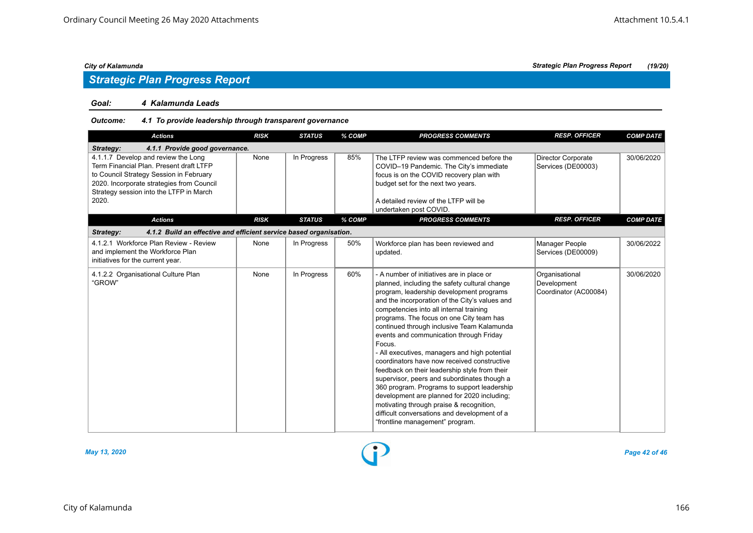## Strategic Plan Progress Report

**Goal: 4 Kalamunda Leads**

***Outcome: 4.1 To provide leadership through transparent governance***

| Actions | RISK | STATUS | % COMP | PROGRESS COMMENTS | RESP. OFFICER | COMP DATE |
|---|---|---|---|---|---|---|
| ***Strategy: 4.1.1 Provide good governance.*** | | | | | | |
| 4.1.1.7 Develop and review the Long Term Financial Plan. Present draft LTFP to Council Strategy Session in February 2020. Incorporate strategies from Council Strategy session into the LTFP in March 2020. | None | In Progress | 85% | The LTFP review was commenced before the COVID–19 Pandemic. The City's immediate focus is on the COVID recovery plan with budget set for the next two years.<br><br>A detailed review of the LTFP will be undertaken post COVID. | Director Corporate Services (DE00003) | 30/06/2020 |
| ***Strategy: 4.1.2 Build an effective and efficient service based organisation.*** | | | | | | |
| 4.1.2.1 Workforce Plan Review - Review and implement the Workforce Plan initiatives for the current year. | None | In Progress | 50% | Workforce plan has been reviewed and updated. | Manager People Services (DE00009) | 30/06/2022 |
| 4.1.2.2 Organisational Culture Plan "GROW" | None | In Progress | 60% | - A number of initiatives are in place or planned, including the safety cultural change program, leadership development programs and the incorporation of the City's values and competencies into all internal training programs. The focus on one City team has continued through inclusive Team Kalamunda events and communication through Friday Focus.<br>- All executives, managers and high potential coordinators have now received constructive feedback on their leadership style from their supervisor, peers and subordinates though a 360 program. Programs to support leadership development are planned for 2020 including; motivating through praise & recognition, difficult conversations and development of a "frontline management" program. | Organisational Development Coordinator (AC00084) | 30/06/2020 |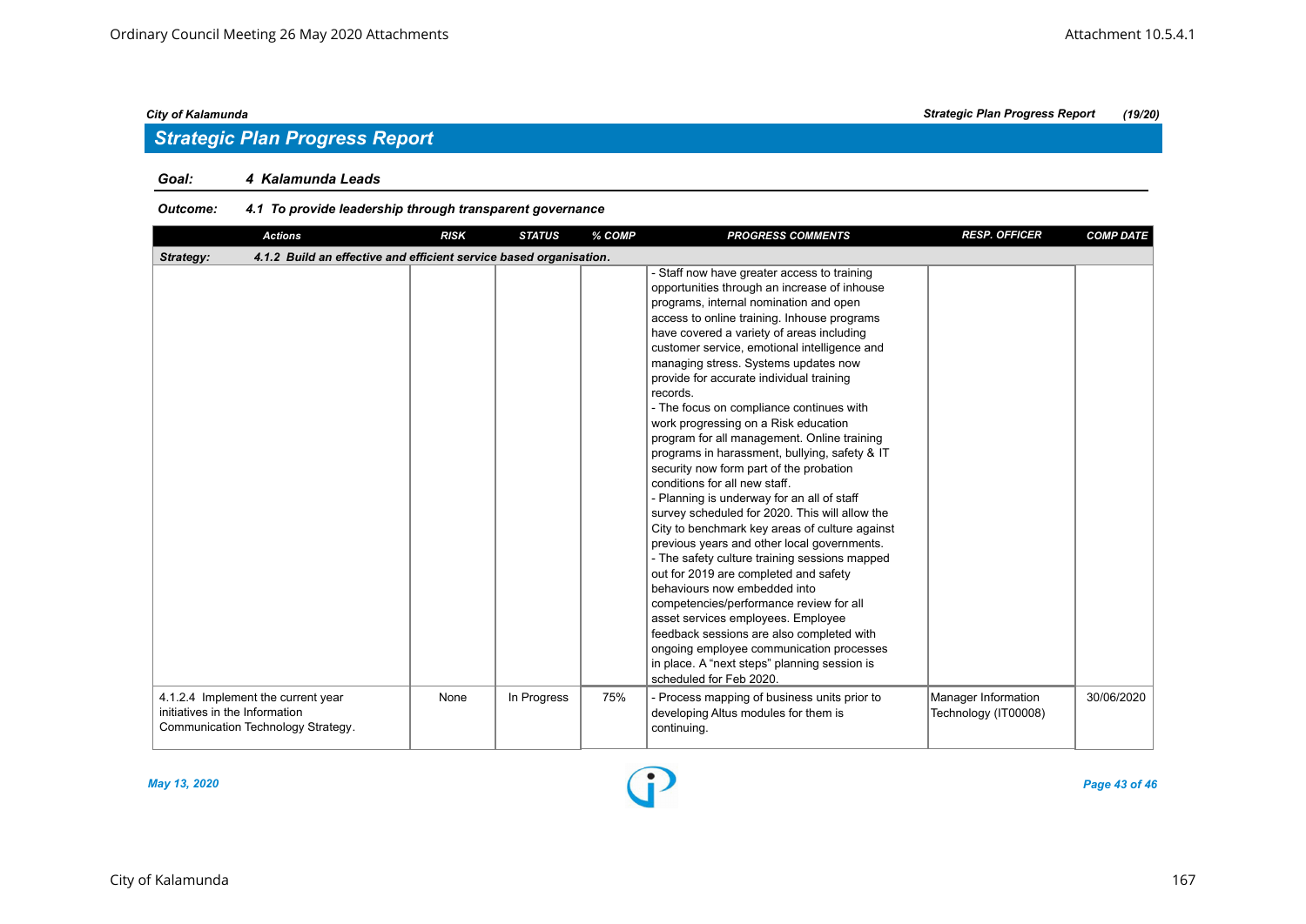## Strategic Plan Progress Report

**Goal:** *4 Kalamunda Leads*

**Outcome:** *4.1 To provide leadership through transparent governance*

| Actions | RISK | STATUS | % COMP | PROGRESS COMMENTS | RESP. OFFICER | COMP DATE |
|---|---|---|---|---|---|---|
| **Strategy: 4.1.2 Build an effective and efficient service based organisation.** | | | | | | |
| | | | | - Staff now have greater access to training opportunities through an increase of inhouse programs, internal nomination and open access to online training. Inhouse programs have covered a variety of areas including customer service, emotional intelligence and managing stress. Systems updates now provide for accurate individual training records.<br>- The focus on compliance continues with work progressing on a Risk education program for all management. Online training programs in harassment, bullying, safety & IT security now form part of the probation conditions for all new staff.<br>- Planning is underway for an all of staff survey scheduled for 2020. This will allow the City to benchmark key areas of culture against previous years and other local governments.<br>- The safety culture training sessions mapped out for 2019 are completed and safety behaviours now embedded into competencies/performance review for all asset services employees. Employee feedback sessions are also completed with ongoing employee communication processes in place. A "next steps" planning session is scheduled for Feb 2020. | | |
| 4.1.2.4 Implement the current year initiatives in the Information Communication Technology Strategy. | None | In Progress | 75% | - Process mapping of business units prior to developing Altus modules for them is continuing. | Manager Information Technology (IT00008) | 30/06/2020 |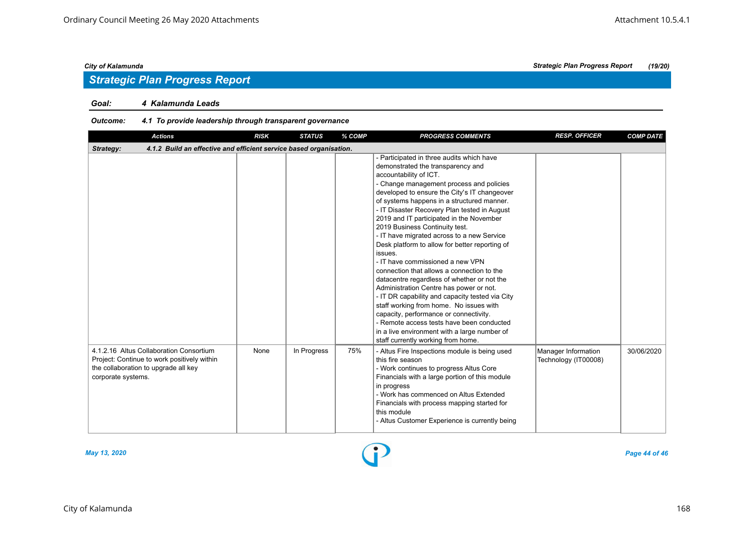## Strategic Plan Progress Report

**Goal:** 4 Kalamunda Leads

**Outcome:** 4.1 To provide leadership through transparent governance

| Actions | RISK | STATUS | % COMP | PROGRESS COMMENTS | RESP. OFFICER | COMP DATE |
|---|---|---|---|---|---|---|
| **Strategy: 4.1.2 Build an effective and efficient service based organisation.** | | | | | | |
| | | | | - Participated in three audits which have demonstrated the transparency and accountability of ICT.<br>- Change management process and policies developed to ensure the City's IT changeover of systems happens in a structured manner.<br>- IT Disaster Recovery Plan tested in August 2019 and IT participated in the November 2019 Business Continuity test.<br>- IT have migrated across to a new Service Desk platform to allow for better reporting of issues.<br>- IT have commissioned a new VPN connection that allows a connection to the datacentre regardless of whether or not the Administration Centre has power or not.<br>- IT DR capability and capacity tested via City staff working from home. No issues with capacity, performance or connectivity.<br>- Remote access tests have been conducted in a live environment with a large number of staff currently working from home. | | |
| 4.1.2.16 Altus Collaboration Consortium Project: Continue to work positively within the collaboration to upgrade all key corporate systems. | None | In Progress | 75% | - Altus Fire Inspections module is being used this fire season<br>- Work continues to progress Altus Core Financials with a large portion of this module in progress<br>- Work has commenced on Altus Extended Financials with process mapping started for this module<br>- Altus Customer Experience is currently being | Manager Information Technology (IT00008) | 30/06/2020 |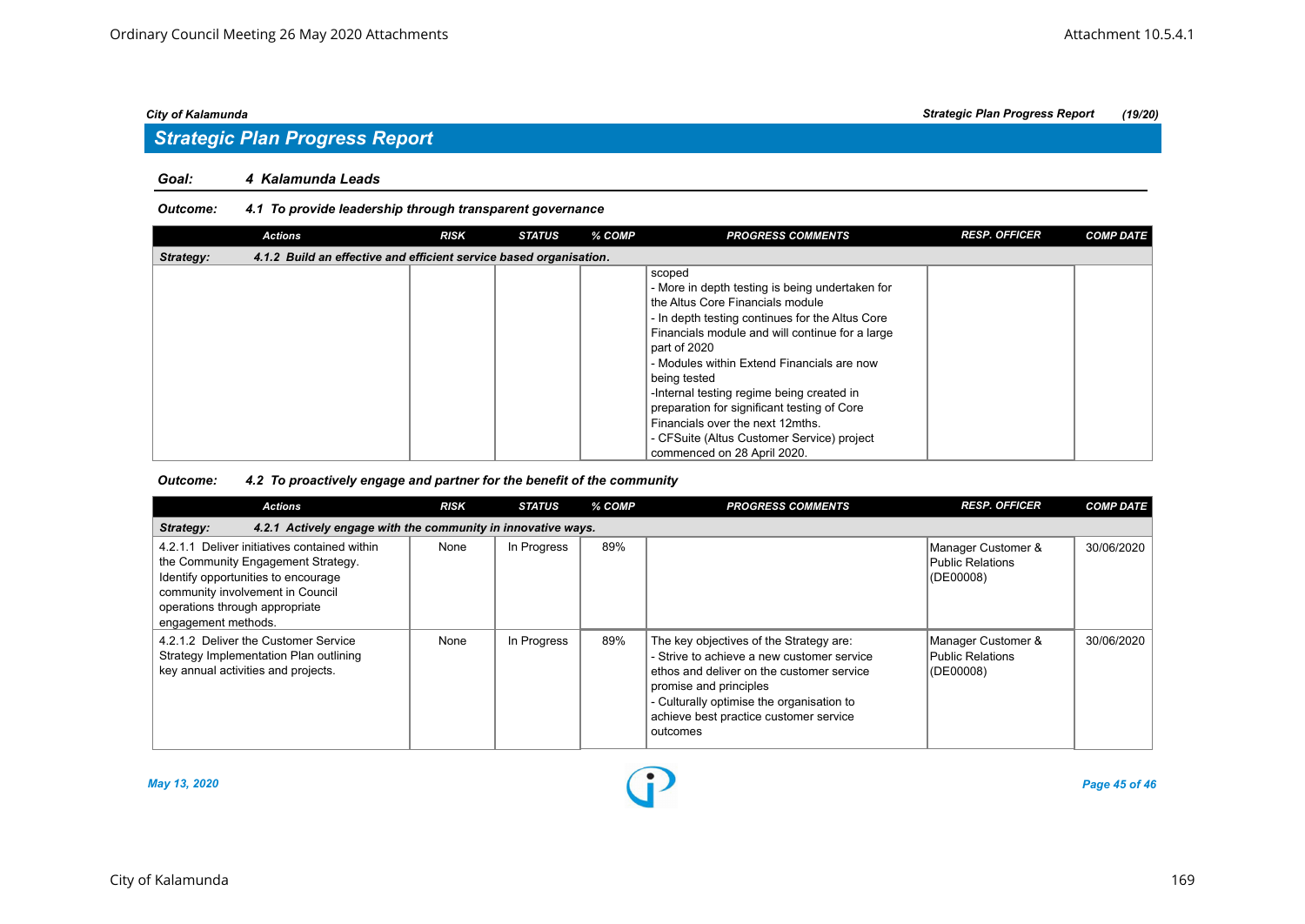## Strategic Plan Progress Report

**Goal:** **4 Kalamunda Leads**

**Outcome:** **4.1 To provide leadership through transparent governance**

| Actions | RISK | STATUS | % COMP | PROGRESS COMMENTS | RESP. OFFICER | COMP DATE |
|---|---|---|---|---|---|---|
| **Strategy: 4.1.2 Build an effective and efficient service based organisation.** | | | | | | |
| | | | | scoped<br>- More in depth testing is being undertaken for the Altus Core Financials module<br>- In depth testing continues for the Altus Core Financials module and will continue for a large part of 2020<br>- Modules within Extend Financials are now being tested<br>-Internal testing regime being created in preparation for significant testing of Core Financials over the next 12mths.<br>- CFSuite (Altus Customer Service) project commenced on 28 April 2020. | | |

**Outcome:** **4.2 To proactively engage and partner for the benefit of the community**

| Actions | RISK | STATUS | % COMP | PROGRESS COMMENTS | RESP. OFFICER | COMP DATE |
|---|---|---|---|---|---|---|
| **Strategy: 4.2.1 Actively engage with the community in innovative ways.** | | | | | | |
| 4.2.1.1 Deliver initiatives contained within the Community Engagement Strategy. Identify opportunities to encourage community involvement in Council operations through appropriate engagement methods. | None | In Progress | 89% | | Manager Customer & Public Relations (DE00008) | 30/06/2020 |
| 4.2.1.2 Deliver the Customer Service Strategy Implementation Plan outlining key annual activities and projects. | None | In Progress | 89% | The key objectives of the Strategy are:<br>- Strive to achieve a new customer service ethos and deliver on the customer service promise and principles<br>- Culturally optimise the organisation to achieve best practice customer service outcomes | Manager Customer & Public Relations (DE00008) | 30/06/2020 |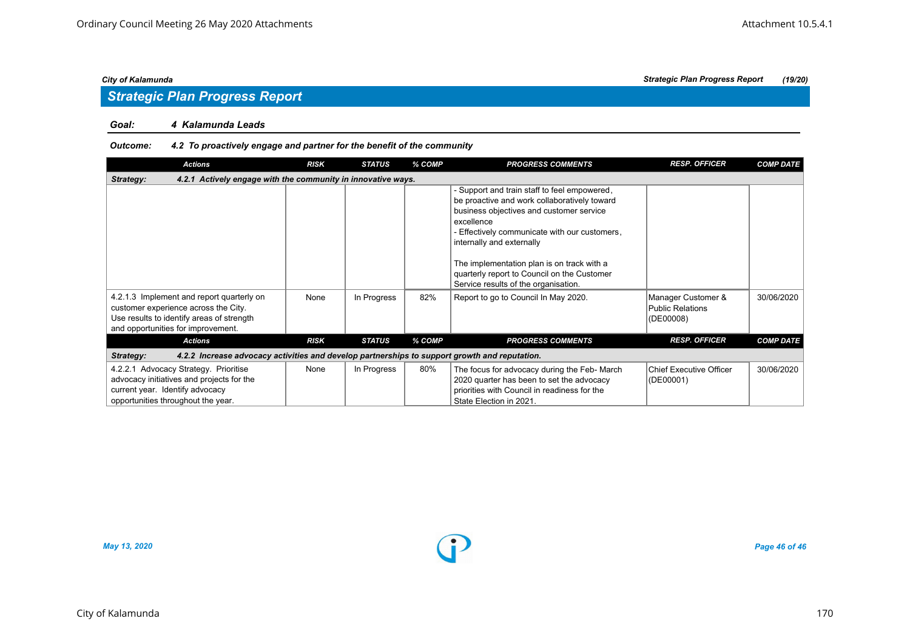## Strategic Plan Progress Report

**Goal:** *4 Kalamunda Leads*

**Outcome:** *4.2 To proactively engage and partner for the benefit of the community*

| Actions | RISK | STATUS | % COMP | PROGRESS COMMENTS | RESP. OFFICER | COMP DATE |
|---|---|---|---|---|---|---|
| **Strategy: 4.2.1 Actively engage with the community in innovative ways.** | | | | | | |
| | | | | - Support and train staff to feel empowered, be proactive and work collaboratively toward business objectives and customer service excellence<br>- Effectively communicate with our customers, internally and externally<br><br>The implementation plan is on track with a quarterly report to Council on the Customer Service results of the organisation. | | |
| 4.2.1.3 Implement and report quarterly on customer experience across the City. Use results to identify areas of strength and opportunities for improvement. | None | In Progress | 82% | Report to go to Council In May 2020. | Manager Customer & Public Relations (DE00008) | 30/06/2020 |
| **Strategy: 4.2.2 Increase advocacy activities and develop partnerships to support growth and reputation.** | | | | | | |
| 4.2.2.1 Advocacy Strategy. Prioritise advocacy initiatives and projects for the current year. Identify advocacy opportunities throughout the year. | None | In Progress | 80% | The focus for advocacy during the Feb- March 2020 quarter has been to set the advocacy priorities with Council in readiness for the State Election in 2021. | Chief Executive Officer (DE00001) | 30/06/2020 |